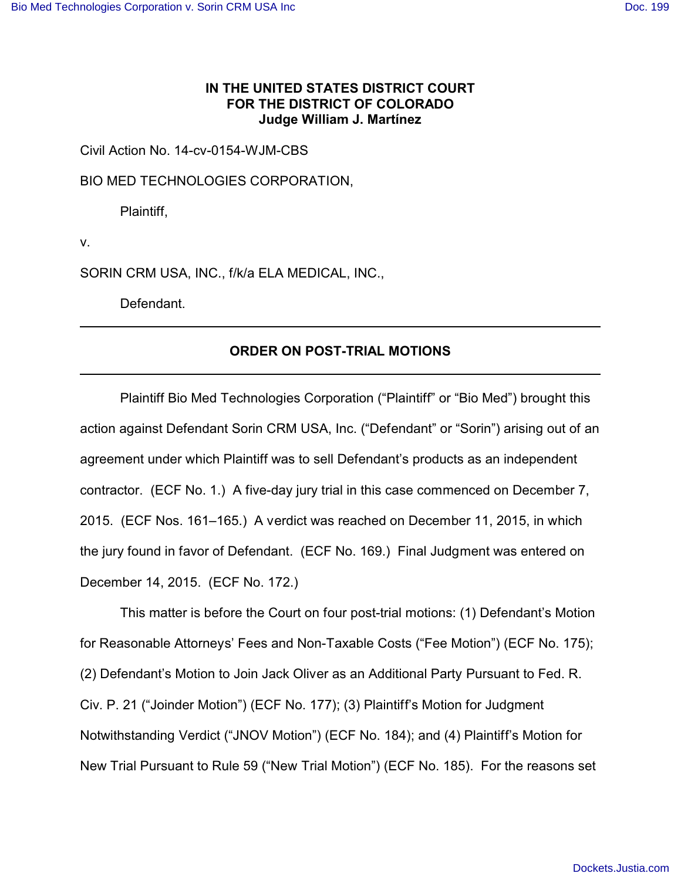**IN THE UNITED STATES DISTRICT COURT**
**FOR THE DISTRICT OF COLORADO**
**Judge William J. Martínez**

Civil Action No. 14-cv-0154-WJM-CBS

BIO MED TECHNOLOGIES CORPORATION,

Plaintiff,

v.

SORIN CRM USA, INC., f/k/a ELA MEDICAL, INC.,

Defendant.

---

## ORDER ON POST-TRIAL MOTIONS

---

Plaintiff Bio Med Technologies Corporation ("Plaintiff" or "Bio Med") brought this action against Defendant Sorin CRM USA, Inc. ("Defendant" or "Sorin") arising out of an agreement under which Plaintiff was to sell Defendant's products as an independent contractor. (ECF No. 1.) A five-day jury trial in this case commenced on December 7, 2015. (ECF Nos. 161–165.) A verdict was reached on December 11, 2015, in which the jury found in favor of Defendant. (ECF No. 169.) Final Judgment was entered on December 14, 2015. (ECF No. 172.)

This matter is before the Court on four post-trial motions: (1) Defendant's Motion for Reasonable Attorneys' Fees and Non-Taxable Costs ("Fee Motion") (ECF No. 175); (2) Defendant's Motion to Join Jack Oliver as an Additional Party Pursuant to Fed. R. Civ. P. 21 ("Joinder Motion") (ECF No. 177); (3) Plaintiff's Motion for Judgment Notwithstanding Verdict ("JNOV Motion") (ECF No. 184); and (4) Plaintiff's Motion for New Trial Pursuant to Rule 59 ("New Trial Motion") (ECF No. 185). For the reasons set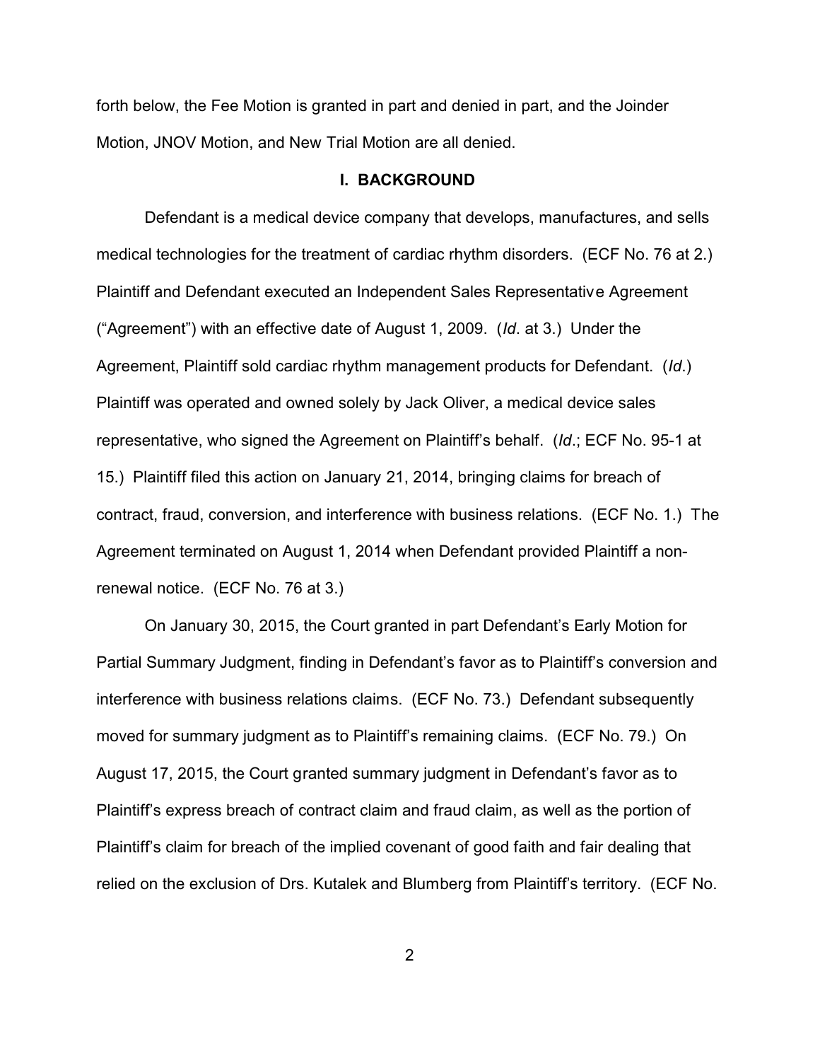forth below, the Fee Motion is granted in part and denied in part, and the Joinder Motion, JNOV Motion, and New Trial Motion are all denied.

## I. BACKGROUND

Defendant is a medical device company that develops, manufactures, and sells medical technologies for the treatment of cardiac rhythm disorders. (ECF No. 76 at 2.) Plaintiff and Defendant executed an Independent Sales Representative Agreement ("Agreement") with an effective date of August 1, 2009. (*Id*. at 3.) Under the Agreement, Plaintiff sold cardiac rhythm management products for Defendant. (*Id*.) Plaintiff was operated and owned solely by Jack Oliver, a medical device sales representative, who signed the Agreement on Plaintiff's behalf. (*Id*.; ECF No. 95-1 at 15.) Plaintiff filed this action on January 21, 2014, bringing claims for breach of contract, fraud, conversion, and interference with business relations. (ECF No. 1.) The Agreement terminated on August 1, 2014 when Defendant provided Plaintiff a non-renewal notice. (ECF No. 76 at 3.)

On January 30, 2015, the Court granted in part Defendant's Early Motion for Partial Summary Judgment, finding in Defendant's favor as to Plaintiff's conversion and interference with business relations claims. (ECF No. 73.) Defendant subsequently moved for summary judgment as to Plaintiff's remaining claims. (ECF No. 79.) On August 17, 2015, the Court granted summary judgment in Defendant's favor as to Plaintiff's express breach of contract claim and fraud claim, as well as the portion of Plaintiff's claim for breach of the implied covenant of good faith and fair dealing that relied on the exclusion of Drs. Kutalek and Blumberg from Plaintiff's territory. (ECF No.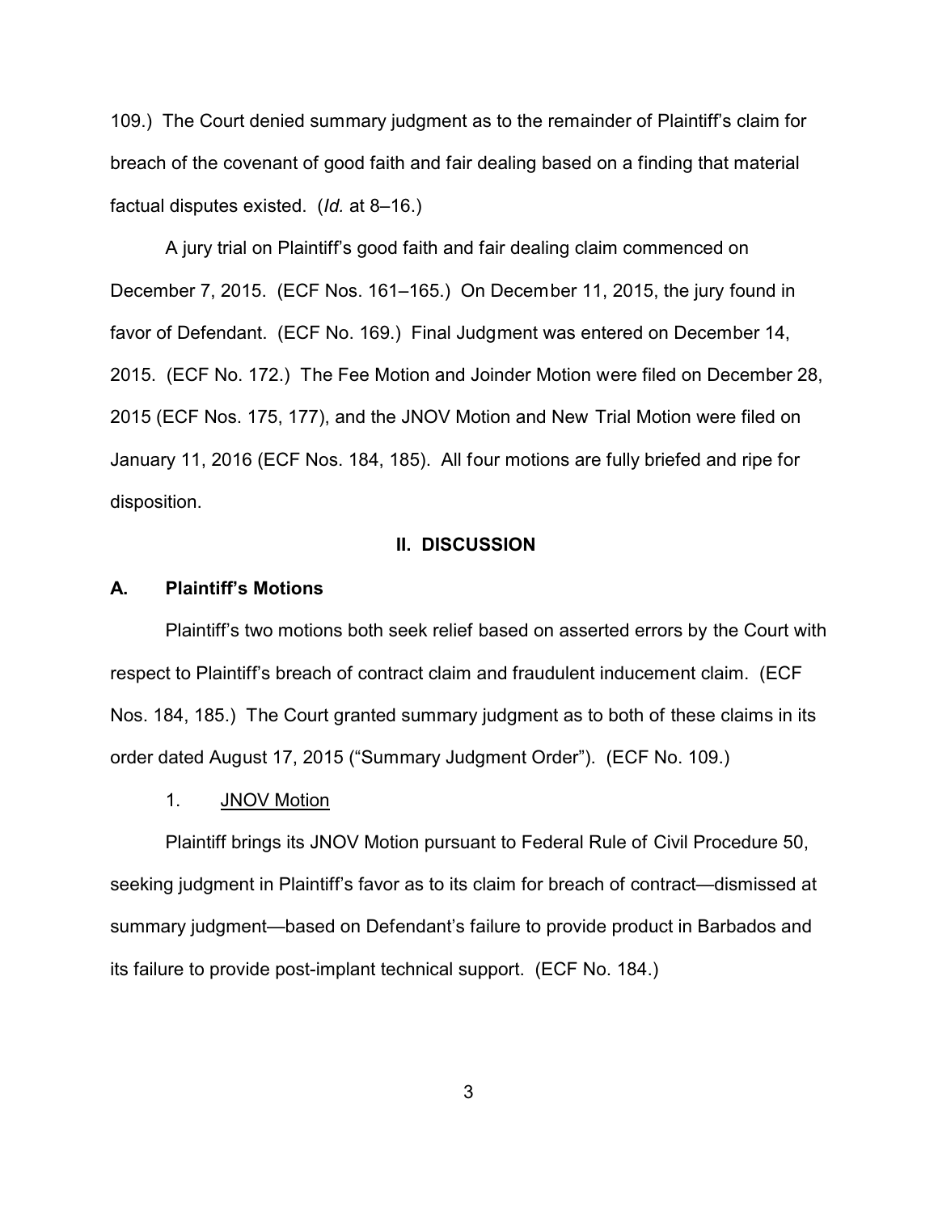109.) The Court denied summary judgment as to the remainder of Plaintiff's claim for breach of the covenant of good faith and fair dealing based on a finding that material factual disputes existed. (*Id.* at 8–16.)

A jury trial on Plaintiff's good faith and fair dealing claim commenced on December 7, 2015. (ECF Nos. 161–165.) On December 11, 2015, the jury found in favor of Defendant. (ECF No. 169.) Final Judgment was entered on December 14, 2015. (ECF No. 172.) The Fee Motion and Joinder Motion were filed on December 28, 2015 (ECF Nos. 175, 177), and the JNOV Motion and New Trial Motion were filed on January 11, 2016 (ECF Nos. 184, 185). All four motions are fully briefed and ripe for disposition.

## II. DISCUSSION

### A. Plaintiff's Motions

Plaintiff's two motions both seek relief based on asserted errors by the Court with respect to Plaintiff's breach of contract claim and fraudulent inducement claim. (ECF Nos. 184, 185.) The Court granted summary judgment as to both of these claims in its order dated August 17, 2015 ("Summary Judgment Order"). (ECF No. 109.)

#### 1. JNOV Motion

Plaintiff brings its JNOV Motion pursuant to Federal Rule of Civil Procedure 50, seeking judgment in Plaintiff's favor as to its claim for breach of contract—dismissed at summary judgment—based on Defendant's failure to provide product in Barbados and its failure to provide post-implant technical support. (ECF No. 184.)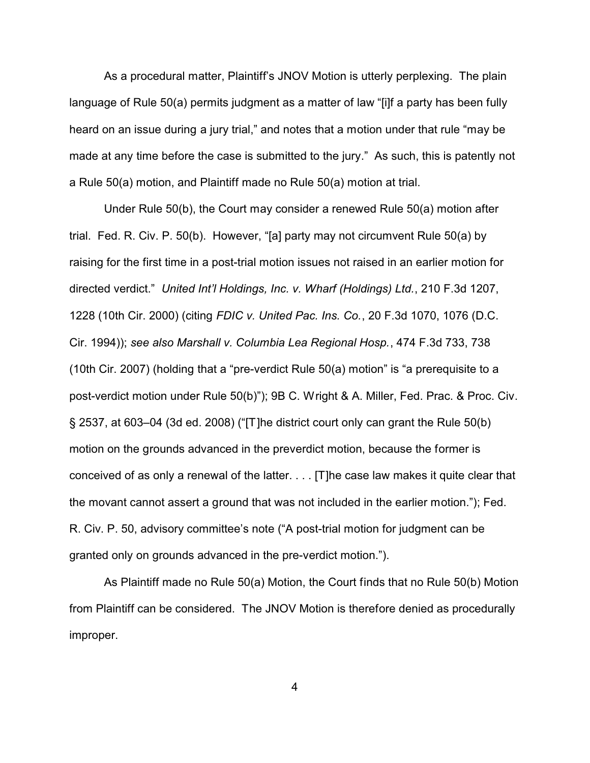As a procedural matter, Plaintiff's JNOV Motion is utterly perplexing. The plain language of Rule 50(a) permits judgment as a matter of law "[i]f a party has been fully heard on an issue during a jury trial," and notes that a motion under that rule "may be made at any time before the case is submitted to the jury." As such, this is patently not a Rule 50(a) motion, and Plaintiff made no Rule 50(a) motion at trial.

Under Rule 50(b), the Court may consider a renewed Rule 50(a) motion after trial. Fed. R. Civ. P. 50(b). However, "[a] party may not circumvent Rule 50(a) by raising for the first time in a post-trial motion issues not raised in an earlier motion for directed verdict." *United Int'l Holdings, Inc. v. Wharf (Holdings) Ltd.*, 210 F.3d 1207, 1228 (10th Cir. 2000) (citing *FDIC v. United Pac. Ins. Co.*, 20 F.3d 1070, 1076 (D.C. Cir. 1994)); *see also Marshall v. Columbia Lea Regional Hosp.*, 474 F.3d 733, 738 (10th Cir. 2007) (holding that a "pre-verdict Rule 50(a) motion" is "a prerequisite to a post-verdict motion under Rule 50(b)"); 9B C. Wright & A. Miller, Fed. Prac. & Proc. Civ. § 2537, at 603–04 (3d ed. 2008) ("[T]he district court only can grant the Rule 50(b) motion on the grounds advanced in the preverdict motion, because the former is conceived of as only a renewal of the latter. . . . [T]he case law makes it quite clear that the movant cannot assert a ground that was not included in the earlier motion."); Fed. R. Civ. P. 50, advisory committee's note ("A post-trial motion for judgment can be granted only on grounds advanced in the pre-verdict motion.").

As Plaintiff made no Rule 50(a) Motion, the Court finds that no Rule 50(b) Motion from Plaintiff can be considered. The JNOV Motion is therefore denied as procedurally improper.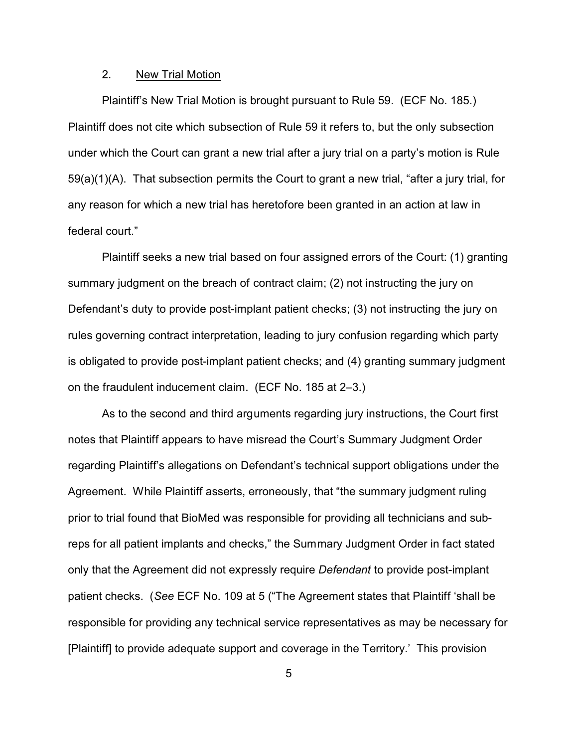### 2. New Trial Motion

Plaintiff's New Trial Motion is brought pursuant to Rule 59. (ECF No. 185.) Plaintiff does not cite which subsection of Rule 59 it refers to, but the only subsection under which the Court can grant a new trial after a jury trial on a party's motion is Rule 59(a)(1)(A). That subsection permits the Court to grant a new trial, "after a jury trial, for any reason for which a new trial has heretofore been granted in an action at law in federal court."

Plaintiff seeks a new trial based on four assigned errors of the Court: (1) granting summary judgment on the breach of contract claim; (2) not instructing the jury on Defendant's duty to provide post-implant patient checks; (3) not instructing the jury on rules governing contract interpretation, leading to jury confusion regarding which party is obligated to provide post-implant patient checks; and (4) granting summary judgment on the fraudulent inducement claim. (ECF No. 185 at 2–3.)

As to the second and third arguments regarding jury instructions, the Court first notes that Plaintiff appears to have misread the Court's Summary Judgment Order regarding Plaintiff's allegations on Defendant's technical support obligations under the Agreement. While Plaintiff asserts, erroneously, that "the summary judgment ruling prior to trial found that BioMed was responsible for providing all technicians and sub-reps for all patient implants and checks," the Summary Judgment Order in fact stated only that the Agreement did not expressly require *Defendant* to provide post-implant patient checks. (*See* ECF No. 109 at 5 ("The Agreement states that Plaintiff 'shall be responsible for providing any technical service representatives as may be necessary for [Plaintiff] to provide adequate support and coverage in the Territory.' This provision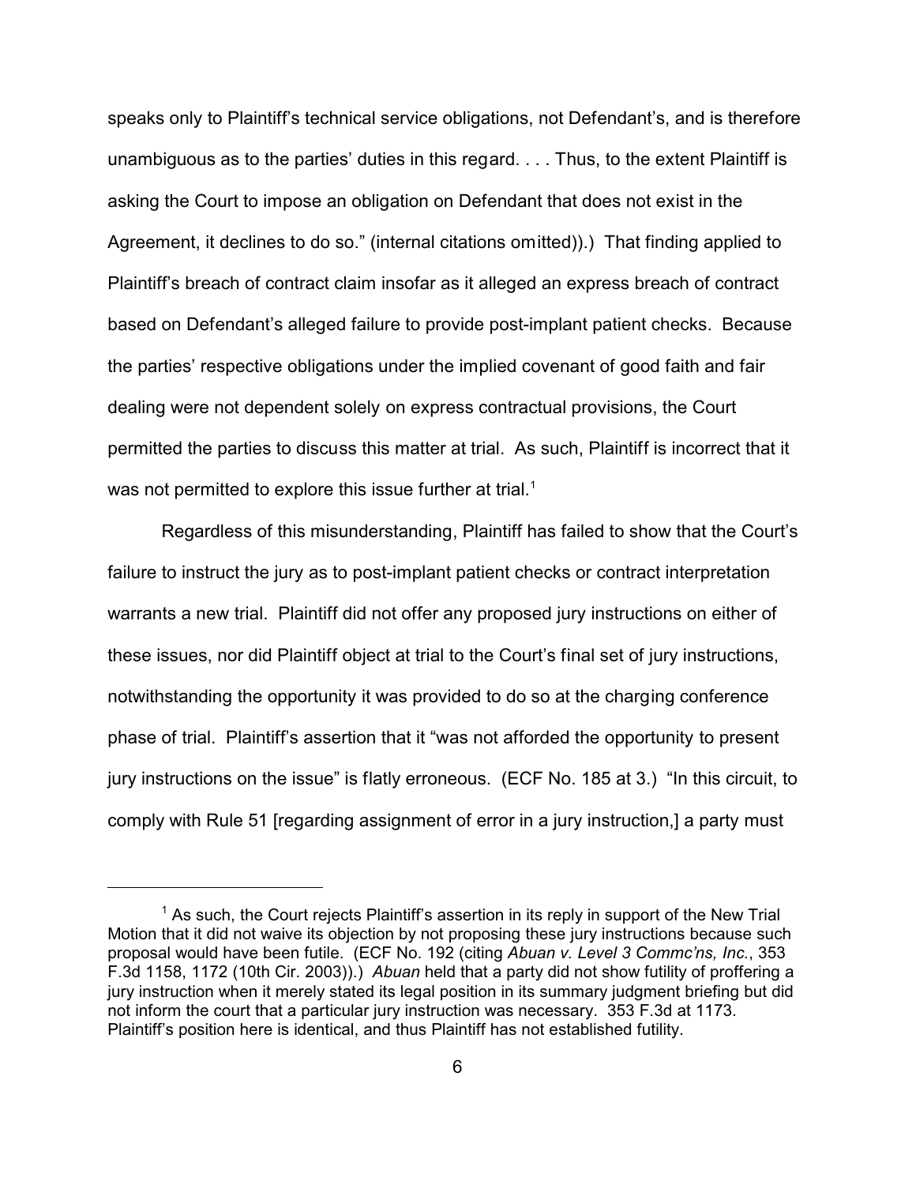speaks only to Plaintiff's technical service obligations, not Defendant's, and is therefore unambiguous as to the parties' duties in this regard. . . . Thus, to the extent Plaintiff is asking the Court to impose an obligation on Defendant that does not exist in the Agreement, it declines to do so." (internal citations omitted)).) That finding applied to Plaintiff's breach of contract claim insofar as it alleged an express breach of contract based on Defendant's alleged failure to provide post-implant patient checks. Because the parties' respective obligations under the implied covenant of good faith and fair dealing were not dependent solely on express contractual provisions, the Court permitted the parties to discuss this matter at trial. As such, Plaintiff is incorrect that it was not permitted to explore this issue further at trial.[1]

Regardless of this misunderstanding, Plaintiff has failed to show that the Court's failure to instruct the jury as to post-implant patient checks or contract interpretation warrants a new trial. Plaintiff did not offer any proposed jury instructions on either of these issues, nor did Plaintiff object at trial to the Court's final set of jury instructions, notwithstanding the opportunity it was provided to do so at the charging conference phase of trial. Plaintiff's assertion that it "was not afforded the opportunity to present jury instructions on the issue" is flatly erroneous. (ECF No. 185 at 3.) "In this circuit, to comply with Rule 51 [regarding assignment of error in a jury instruction,] a party must

---

[1] As such, the Court rejects Plaintiff's assertion in its reply in support of the New Trial Motion that it did not waive its objection by not proposing these jury instructions because such proposal would have been futile. (ECF No. 192 (citing *Abuan v. Level 3 Commc'ns, Inc.*, 353 F.3d 1158, 1172 (10th Cir. 2003)).) *Abuan* held that a party did not show futility of proffering a jury instruction when it merely stated its legal position in its summary judgment briefing but did not inform the court that a particular jury instruction was necessary. 353 F.3d at 1173. Plaintiff's position here is identical, and thus Plaintiff has not established futility.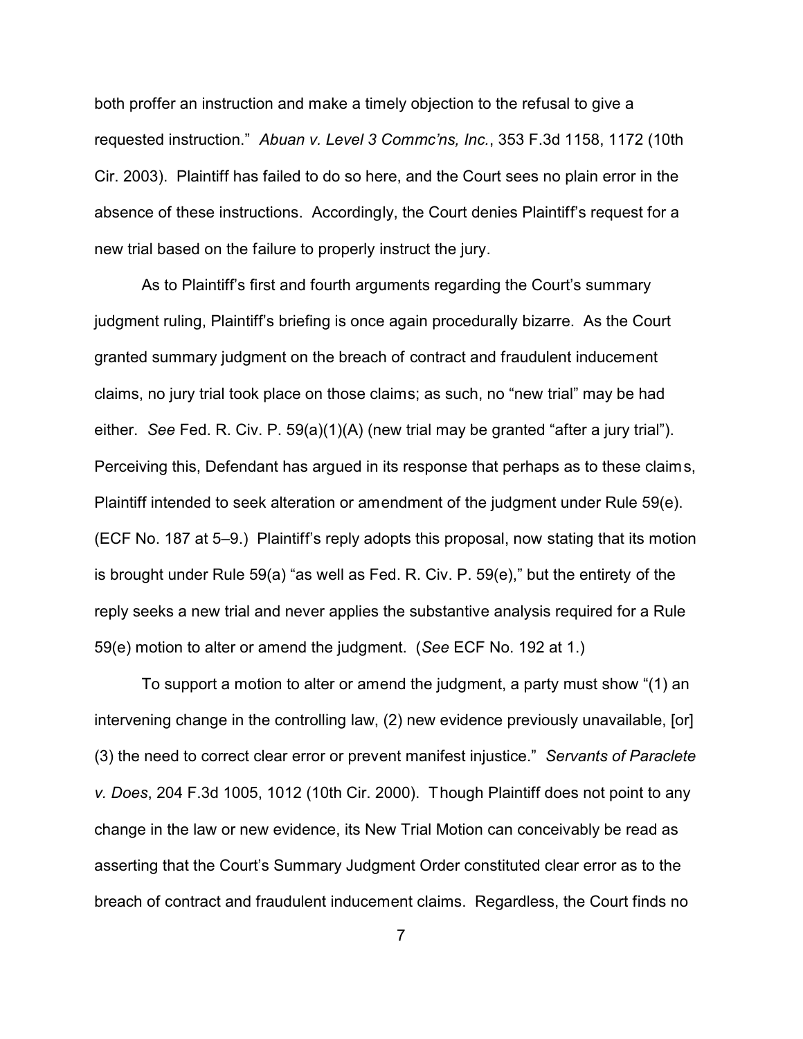both proffer an instruction and make a timely objection to the refusal to give a requested instruction." *Abuan v. Level 3 Commc'ns, Inc.*, 353 F.3d 1158, 1172 (10th Cir. 2003). Plaintiff has failed to do so here, and the Court sees no plain error in the absence of these instructions. Accordingly, the Court denies Plaintiff's request for a new trial based on the failure to properly instruct the jury.

As to Plaintiff's first and fourth arguments regarding the Court's summary judgment ruling, Plaintiff's briefing is once again procedurally bizarre. As the Court granted summary judgment on the breach of contract and fraudulent inducement claims, no jury trial took place on those claims; as such, no "new trial" may be had either. *See* Fed. R. Civ. P. 59(a)(1)(A) (new trial may be granted "after a jury trial"). Perceiving this, Defendant has argued in its response that perhaps as to these claims, Plaintiff intended to seek alteration or amendment of the judgment under Rule 59(e). (ECF No. 187 at 5–9.) Plaintiff's reply adopts this proposal, now stating that its motion is brought under Rule 59(a) "as well as Fed. R. Civ. P. 59(e)," but the entirety of the reply seeks a new trial and never applies the substantive analysis required for a Rule 59(e) motion to alter or amend the judgment. (*See* ECF No. 192 at 1.)

To support a motion to alter or amend the judgment, a party must show "(1) an intervening change in the controlling law, (2) new evidence previously unavailable, [or] (3) the need to correct clear error or prevent manifest injustice." *Servants of Paraclete v. Does*, 204 F.3d 1005, 1012 (10th Cir. 2000). Though Plaintiff does not point to any change in the law or new evidence, its New Trial Motion can conceivably be read as asserting that the Court's Summary Judgment Order constituted clear error as to the breach of contract and fraudulent inducement claims. Regardless, the Court finds no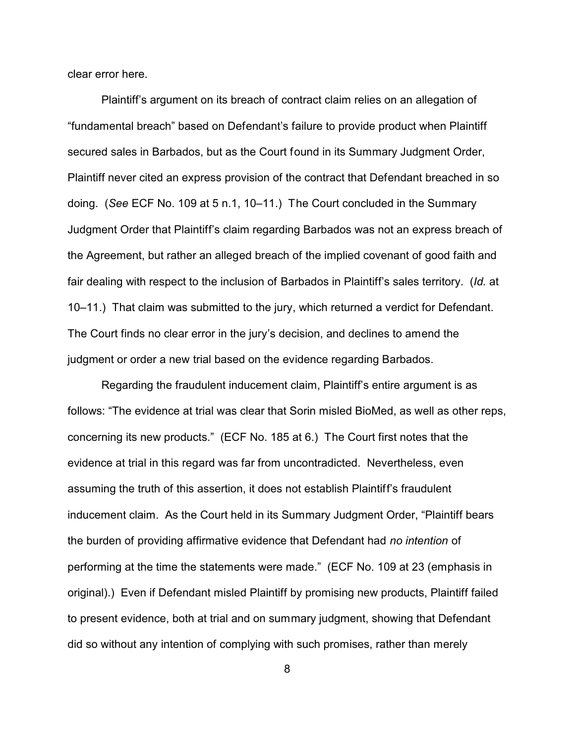clear error here.

Plaintiff's argument on its breach of contract claim relies on an allegation of "fundamental breach" based on Defendant's failure to provide product when Plaintiff secured sales in Barbados, but as the Court found in its Summary Judgment Order, Plaintiff never cited an express provision of the contract that Defendant breached in so doing. (*See* ECF No. 109 at 5 n.1, 10–11.) The Court concluded in the Summary Judgment Order that Plaintiff's claim regarding Barbados was not an express breach of the Agreement, but rather an alleged breach of the implied covenant of good faith and fair dealing with respect to the inclusion of Barbados in Plaintiff's sales territory. (*Id.* at 10–11.) That claim was submitted to the jury, which returned a verdict for Defendant. The Court finds no clear error in the jury's decision, and declines to amend the judgment or order a new trial based on the evidence regarding Barbados.

Regarding the fraudulent inducement claim, Plaintiff's entire argument is as follows: "The evidence at trial was clear that Sorin misled BioMed, as well as other reps, concerning its new products." (ECF No. 185 at 6.) The Court first notes that the evidence at trial in this regard was far from uncontradicted. Nevertheless, even assuming the truth of this assertion, it does not establish Plaintiff's fraudulent inducement claim. As the Court held in its Summary Judgment Order, "Plaintiff bears the burden of providing affirmative evidence that Defendant had *no intention* of performing at the time the statements were made." (ECF No. 109 at 23 (emphasis in original).) Even if Defendant misled Plaintiff by promising new products, Plaintiff failed to present evidence, both at trial and on summary judgment, showing that Defendant did so without any intention of complying with such promises, rather than merely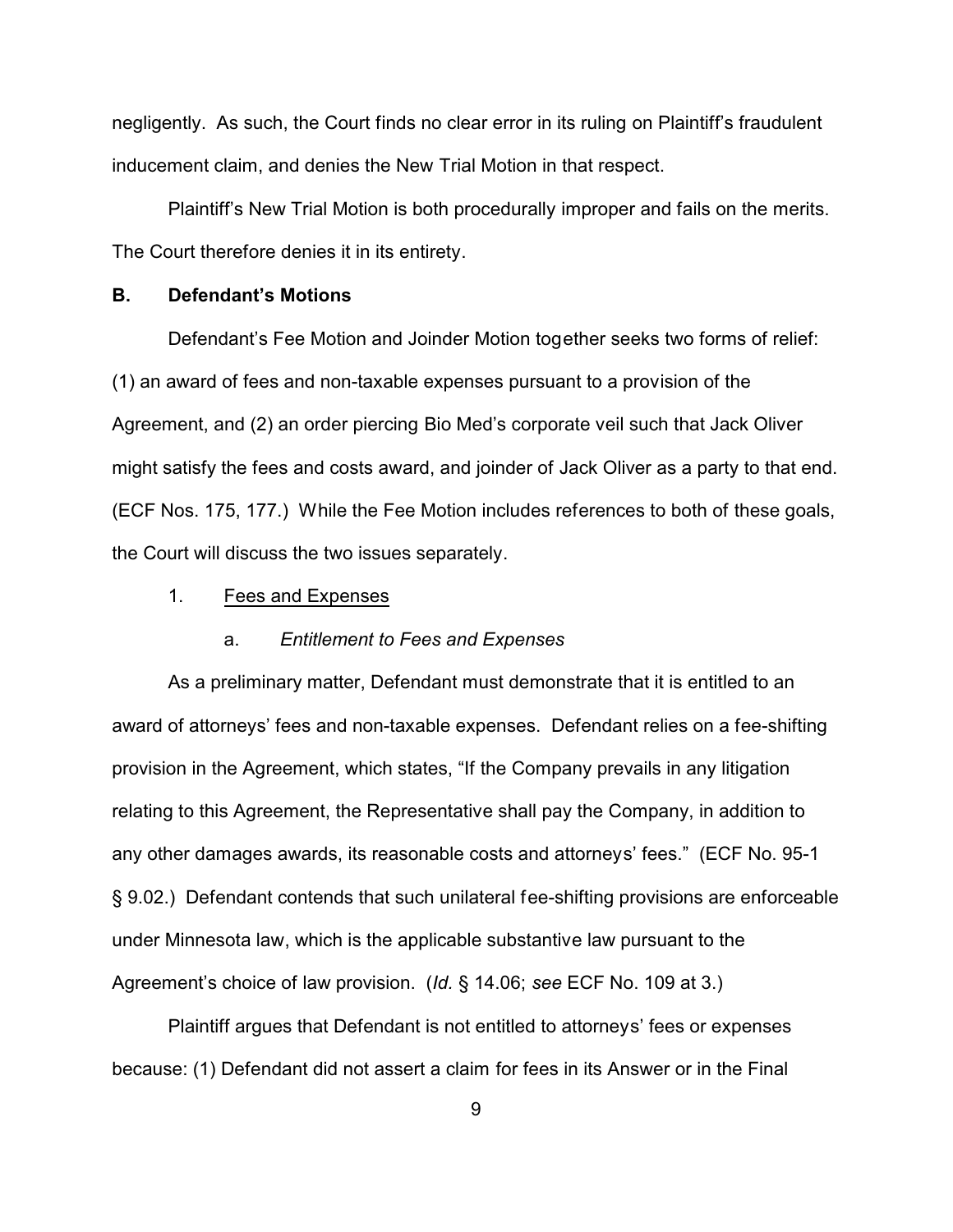negligently. As such, the Court finds no clear error in its ruling on Plaintiff's fraudulent inducement claim, and denies the New Trial Motion in that respect.

Plaintiff's New Trial Motion is both procedurally improper and fails on the merits. The Court therefore denies it in its entirety.

### B. Defendant's Motions

Defendant's Fee Motion and Joinder Motion together seeks two forms of relief: (1) an award of fees and non-taxable expenses pursuant to a provision of the Agreement, and (2) an order piercing Bio Med's corporate veil such that Jack Oliver might satisfy the fees and costs award, and joinder of Jack Oliver as a party to that end. (ECF Nos. 175, 177.) While the Fee Motion includes references to both of these goals, the Court will discuss the two issues separately.

1. Fees and Expenses

a. *Entitlement to Fees and Expenses*

As a preliminary matter, Defendant must demonstrate that it is entitled to an award of attorneys' fees and non-taxable expenses. Defendant relies on a fee-shifting provision in the Agreement, which states, "If the Company prevails in any litigation relating to this Agreement, the Representative shall pay the Company, in addition to any other damages awards, its reasonable costs and attorneys' fees." (ECF No. 95-1 § 9.02.) Defendant contends that such unilateral fee-shifting provisions are enforceable under Minnesota law, which is the applicable substantive law pursuant to the Agreement's choice of law provision. (*Id.* § 14.06; *see* ECF No. 109 at 3.)

Plaintiff argues that Defendant is not entitled to attorneys' fees or expenses because: (1) Defendant did not assert a claim for fees in its Answer or in the Final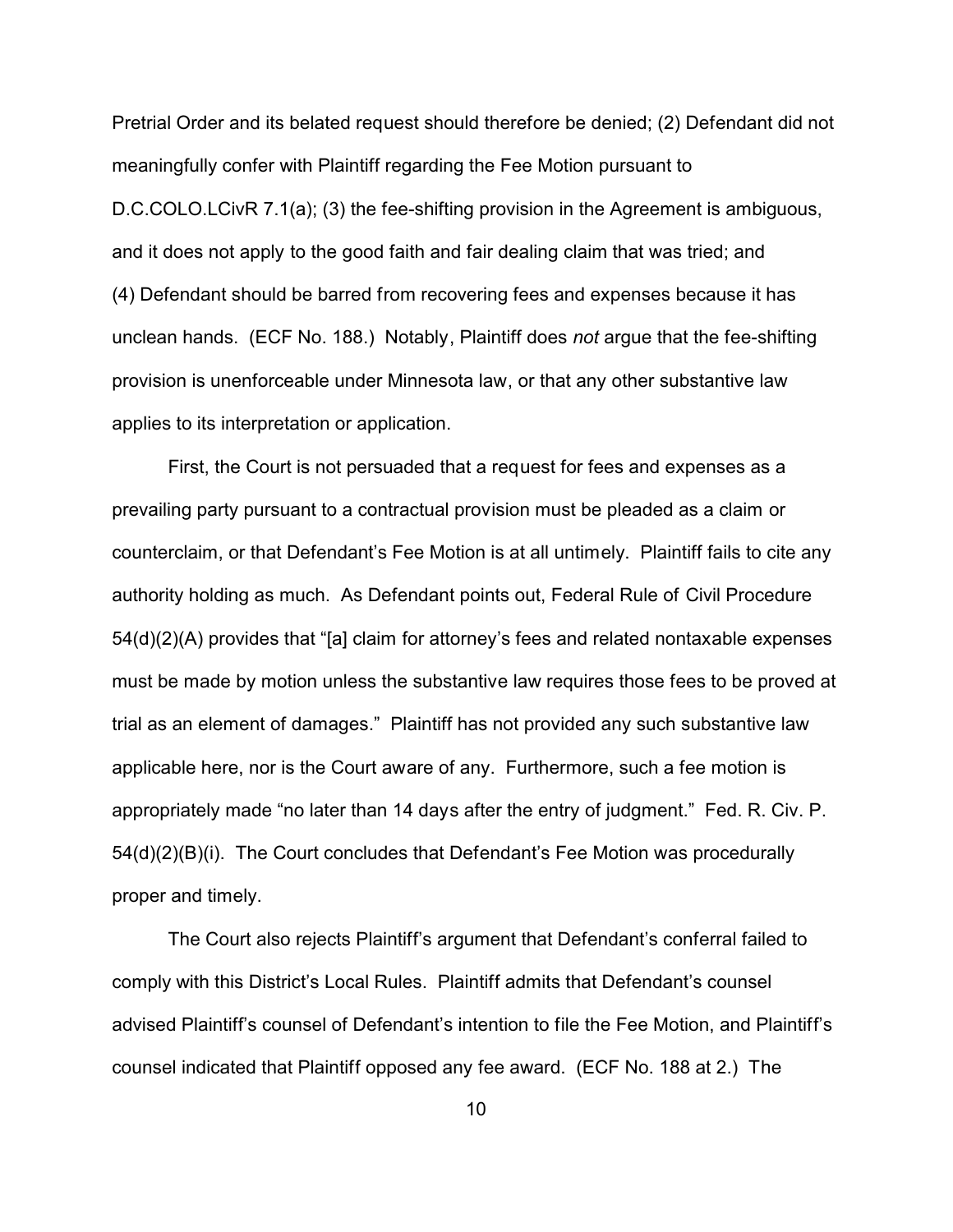Pretrial Order and its belated request should therefore be denied; (2) Defendant did not meaningfully confer with Plaintiff regarding the Fee Motion pursuant to D.C.COLO.LCivR 7.1(a); (3) the fee-shifting provision in the Agreement is ambiguous, and it does not apply to the good faith and fair dealing claim that was tried; and (4) Defendant should be barred from recovering fees and expenses because it has unclean hands. (ECF No. 188.) Notably, Plaintiff does *not* argue that the fee-shifting provision is unenforceable under Minnesota law, or that any other substantive law applies to its interpretation or application.

First, the Court is not persuaded that a request for fees and expenses as a prevailing party pursuant to a contractual provision must be pleaded as a claim or counterclaim, or that Defendant's Fee Motion is at all untimely. Plaintiff fails to cite any authority holding as much. As Defendant points out, Federal Rule of Civil Procedure 54(d)(2)(A) provides that "[a] claim for attorney's fees and related nontaxable expenses must be made by motion unless the substantive law requires those fees to be proved at trial as an element of damages." Plaintiff has not provided any such substantive law applicable here, nor is the Court aware of any. Furthermore, such a fee motion is appropriately made "no later than 14 days after the entry of judgment." Fed. R. Civ. P. 54(d)(2)(B)(i). The Court concludes that Defendant's Fee Motion was procedurally proper and timely.

The Court also rejects Plaintiff's argument that Defendant's conferral failed to comply with this District's Local Rules. Plaintiff admits that Defendant's counsel advised Plaintiff's counsel of Defendant's intention to file the Fee Motion, and Plaintiff's counsel indicated that Plaintiff opposed any fee award. (ECF No. 188 at 2.) The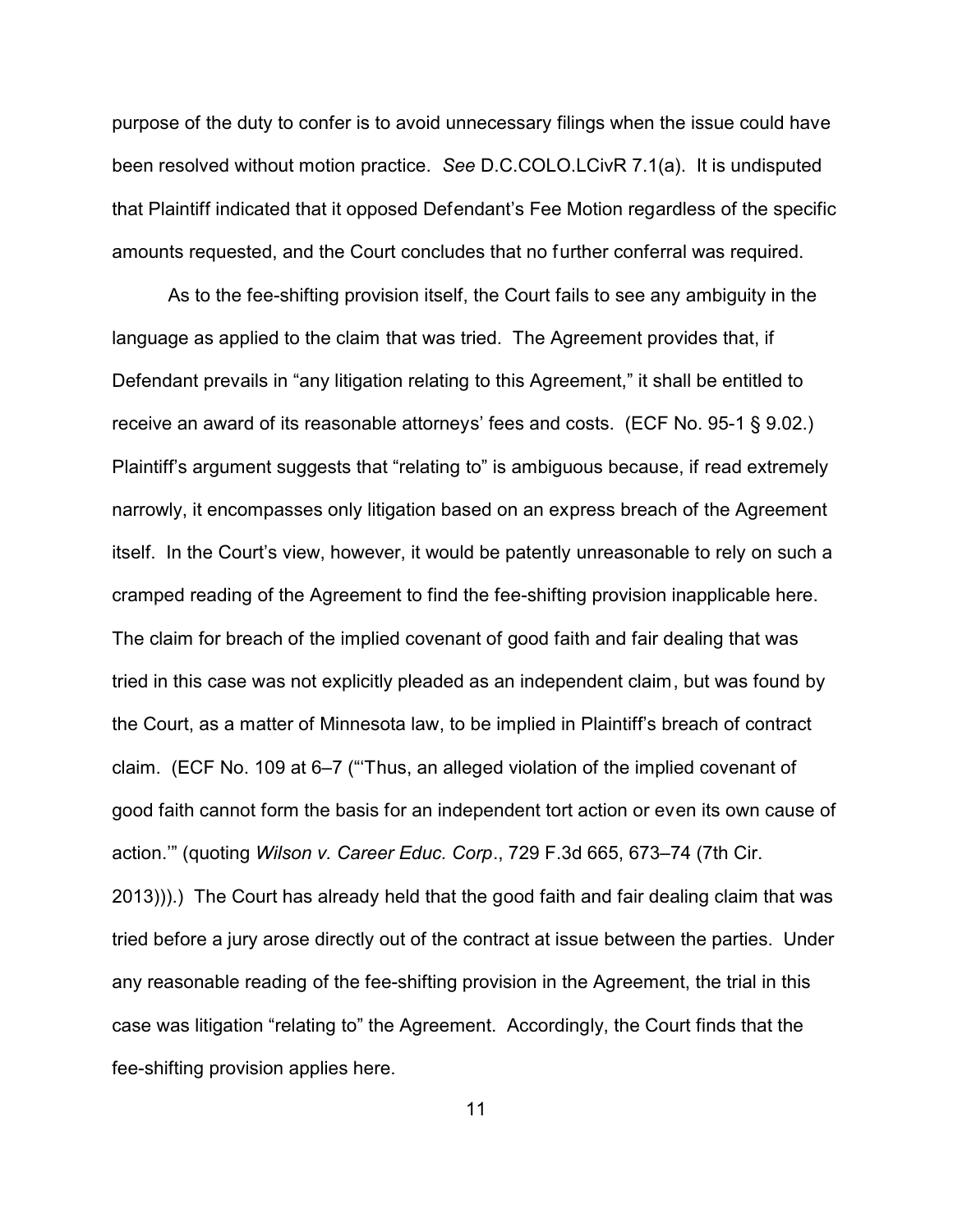purpose of the duty to confer is to avoid unnecessary filings when the issue could have been resolved without motion practice. *See* D.C.COLO.LCivR 7.1(a). It is undisputed that Plaintiff indicated that it opposed Defendant's Fee Motion regardless of the specific amounts requested, and the Court concludes that no further conferral was required.

As to the fee-shifting provision itself, the Court fails to see any ambiguity in the language as applied to the claim that was tried. The Agreement provides that, if Defendant prevails in "any litigation relating to this Agreement," it shall be entitled to receive an award of its reasonable attorneys' fees and costs. (ECF No. 95-1 § 9.02.) Plaintiff's argument suggests that "relating to" is ambiguous because, if read extremely narrowly, it encompasses only litigation based on an express breach of the Agreement itself. In the Court's view, however, it would be patently unreasonable to rely on such a cramped reading of the Agreement to find the fee-shifting provision inapplicable here. The claim for breach of the implied covenant of good faith and fair dealing that was tried in this case was not explicitly pleaded as an independent claim, but was found by the Court, as a matter of Minnesota law, to be implied in Plaintiff's breach of contract claim. (ECF No. 109 at 6–7 ("'Thus, an alleged violation of the implied covenant of good faith cannot form the basis for an independent tort action or even its own cause of action.'" (quoting *Wilson v. Career Educ. Corp*., 729 F.3d 665, 673–74 (7th Cir. 2013))).) The Court has already held that the good faith and fair dealing claim that was tried before a jury arose directly out of the contract at issue between the parties. Under any reasonable reading of the fee-shifting provision in the Agreement, the trial in this case was litigation "relating to" the Agreement. Accordingly, the Court finds that the fee-shifting provision applies here.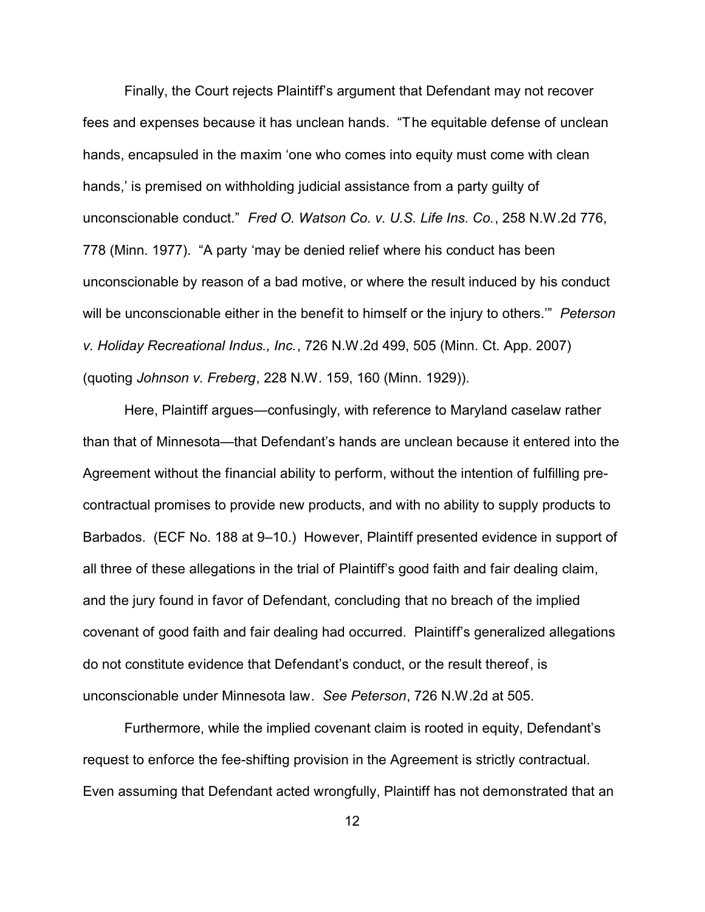Finally, the Court rejects Plaintiff's argument that Defendant may not recover fees and expenses because it has unclean hands. "The equitable defense of unclean hands, encapsuled in the maxim 'one who comes into equity must come with clean hands,' is premised on withholding judicial assistance from a party guilty of unconscionable conduct." *Fred O. Watson Co. v. U.S. Life Ins. Co.*, 258 N.W.2d 776, 778 (Minn. 1977). "A party 'may be denied relief where his conduct has been unconscionable by reason of a bad motive, or where the result induced by his conduct will be unconscionable either in the benefit to himself or the injury to others.'" *Peterson v. Holiday Recreational Indus., Inc.*, 726 N.W.2d 499, 505 (Minn. Ct. App. 2007) (quoting *Johnson v. Freberg*, 228 N.W. 159, 160 (Minn. 1929)).

Here, Plaintiff argues—confusingly, with reference to Maryland caselaw rather than that of Minnesota—that Defendant's hands are unclean because it entered into the Agreement without the financial ability to perform, without the intention of fulfilling pre-contractual promises to provide new products, and with no ability to supply products to Barbados. (ECF No. 188 at 9–10.) However, Plaintiff presented evidence in support of all three of these allegations in the trial of Plaintiff's good faith and fair dealing claim, and the jury found in favor of Defendant, concluding that no breach of the implied covenant of good faith and fair dealing had occurred. Plaintiff's generalized allegations do not constitute evidence that Defendant's conduct, or the result thereof, is unconscionable under Minnesota law. *See Peterson*, 726 N.W.2d at 505.

Furthermore, while the implied covenant claim is rooted in equity, Defendant's request to enforce the fee-shifting provision in the Agreement is strictly contractual. Even assuming that Defendant acted wrongfully, Plaintiff has not demonstrated that an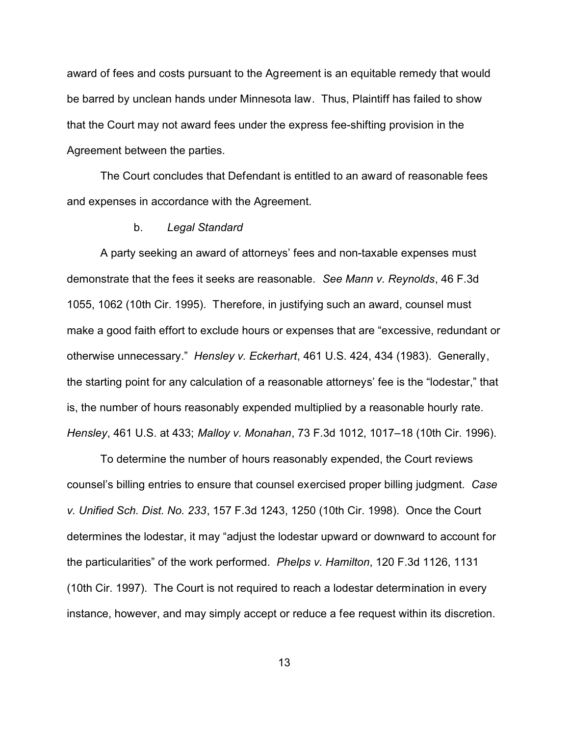award of fees and costs pursuant to the Agreement is an equitable remedy that would be barred by unclean hands under Minnesota law. Thus, Plaintiff has failed to show that the Court may not award fees under the express fee-shifting provision in the Agreement between the parties.

The Court concludes that Defendant is entitled to an award of reasonable fees and expenses in accordance with the Agreement.

b. *Legal Standard*

A party seeking an award of attorneys' fees and non-taxable expenses must demonstrate that the fees it seeks are reasonable. *See Mann v. Reynolds*, 46 F.3d 1055, 1062 (10th Cir. 1995). Therefore, in justifying such an award, counsel must make a good faith effort to exclude hours or expenses that are "excessive, redundant or otherwise unnecessary." *Hensley v. Eckerhart*, 461 U.S. 424, 434 (1983). Generally, the starting point for any calculation of a reasonable attorneys' fee is the "lodestar," that is, the number of hours reasonably expended multiplied by a reasonable hourly rate. *Hensley*, 461 U.S. at 433; *Malloy v. Monahan*, 73 F.3d 1012, 1017–18 (10th Cir. 1996).

To determine the number of hours reasonably expended, the Court reviews counsel's billing entries to ensure that counsel exercised proper billing judgment. *Case v. Unified Sch. Dist. No. 233*, 157 F.3d 1243, 1250 (10th Cir. 1998). Once the Court determines the lodestar, it may "adjust the lodestar upward or downward to account for the particularities" of the work performed. *Phelps v. Hamilton*, 120 F.3d 1126, 1131 (10th Cir. 1997). The Court is not required to reach a lodestar determination in every instance, however, and may simply accept or reduce a fee request within its discretion.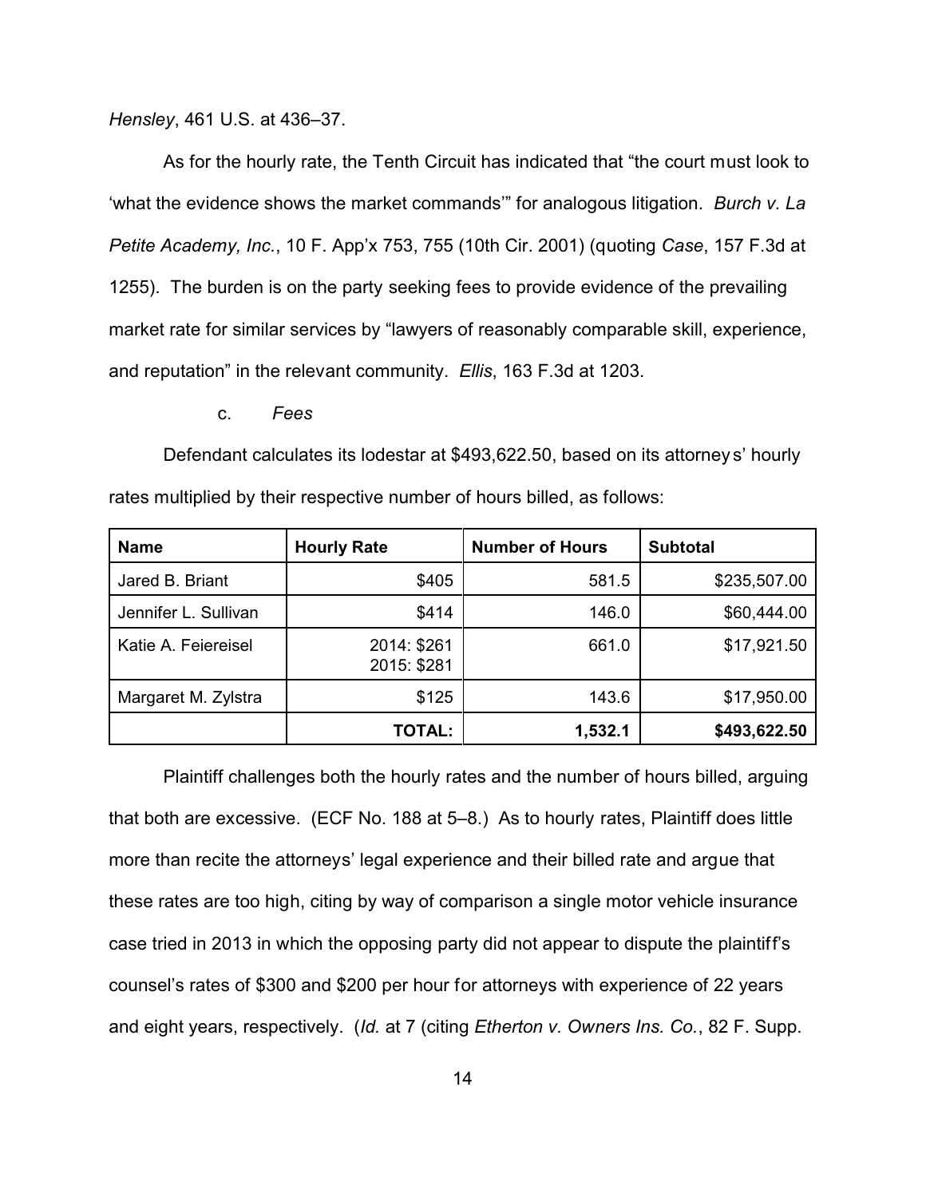*Hensley*, 461 U.S. at 436–37.

As for the hourly rate, the Tenth Circuit has indicated that "the court must look to 'what the evidence shows the market commands'" for analogous litigation. *Burch v. La Petite Academy, Inc.*, 10 F. App'x 753, 755 (10th Cir. 2001) (quoting *Case*, 157 F.3d at 1255). The burden is on the party seeking fees to provide evidence of the prevailing market rate for similar services by "lawyers of reasonably comparable skill, experience, and reputation" in the relevant community. *Ellis*, 163 F.3d at 1203.

c. *Fees*

Defendant calculates its lodestar at $493,622.50, based on its attorneys' hourly rates multiplied by their respective number of hours billed, as follows:

| Name | Hourly Rate | Number of Hours | Subtotal |
|---|---|---|---|
| Jared B. Briant | $405 | 581.5 | $235,507.00 |
| Jennifer L. Sullivan | $414 | 146.0 | $60,444.00 |
| Katie A. Feiereisel | 2014: $261<br>2015: $281 | 661.0 | $17,921.50 |
| Margaret M. Zylstra | $125 | 143.6 | $17,950.00 |
| | **TOTAL:** | **1,532.1** | **$493,622.50** |

Plaintiff challenges both the hourly rates and the number of hours billed, arguing that both are excessive. (ECF No. 188 at 5–8.) As to hourly rates, Plaintiff does little more than recite the attorneys' legal experience and their billed rate and argue that these rates are too high, citing by way of comparison a single motor vehicle insurance case tried in 2013 in which the opposing party did not appear to dispute the plaintiff's counsel's rates of $300 and $200 per hour for attorneys with experience of 22 years and eight years, respectively. (*Id.* at 7 (citing *Etherton v. Owners Ins. Co.*, 82 F. Supp.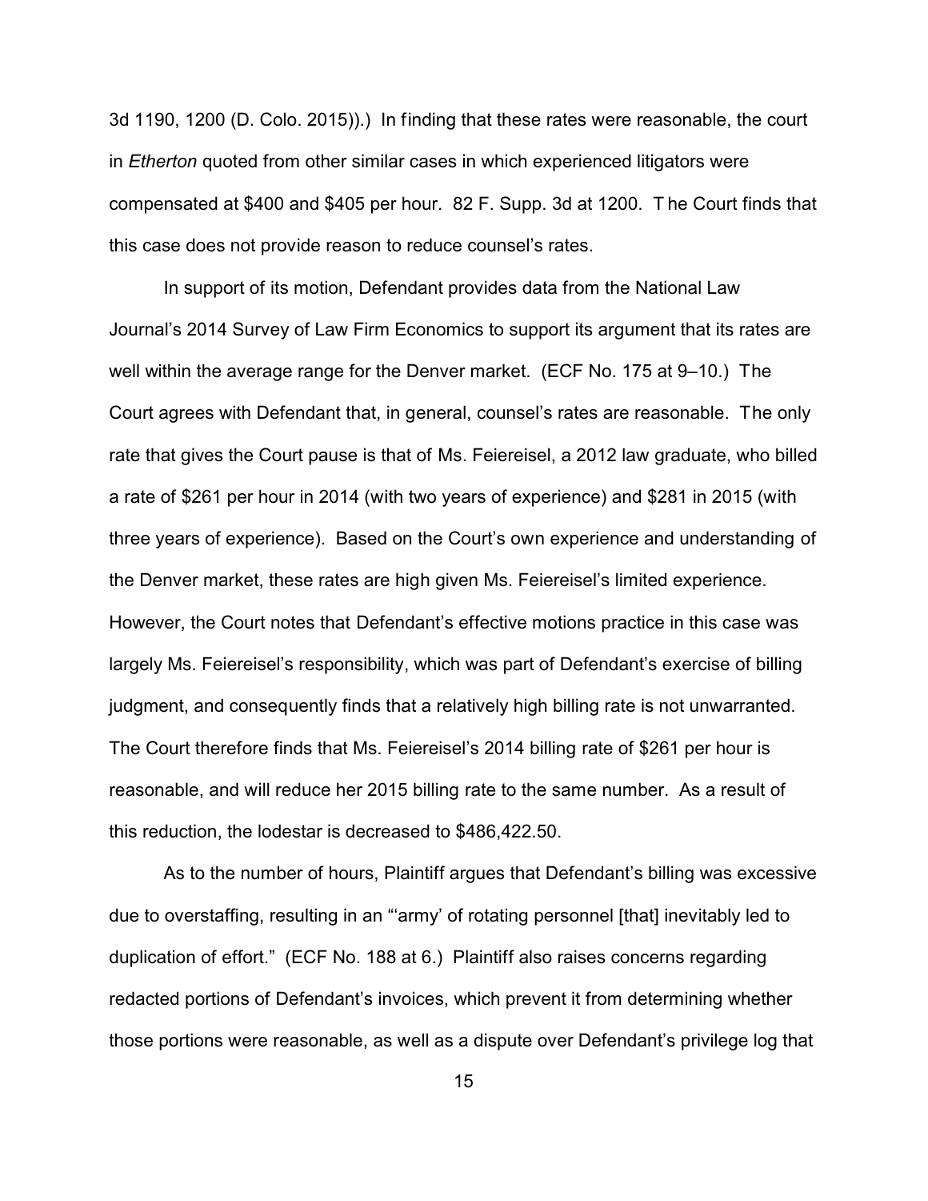3d 1190, 1200 (D. Colo. 2015)).) In finding that these rates were reasonable, the court in *Etherton* quoted from other similar cases in which experienced litigators were compensated at $400 and $405 per hour. 82 F. Supp. 3d at 1200. The Court finds that this case does not provide reason to reduce counsel's rates.

In support of its motion, Defendant provides data from the National Law Journal's 2014 Survey of Law Firm Economics to support its argument that its rates are well within the average range for the Denver market. (ECF No. 175 at 9–10.) The Court agrees with Defendant that, in general, counsel's rates are reasonable. The only rate that gives the Court pause is that of Ms. Feiereisel, a 2012 law graduate, who billed a rate of $261 per hour in 2014 (with two years of experience) and $281 in 2015 (with three years of experience). Based on the Court's own experience and understanding of the Denver market, these rates are high given Ms. Feiereisel's limited experience. However, the Court notes that Defendant's effective motions practice in this case was largely Ms. Feiereisel's responsibility, which was part of Defendant's exercise of billing judgment, and consequently finds that a relatively high billing rate is not unwarranted. The Court therefore finds that Ms. Feiereisel's 2014 billing rate of $261 per hour is reasonable, and will reduce her 2015 billing rate to the same number. As a result of this reduction, the lodestar is decreased to $486,422.50.

As to the number of hours, Plaintiff argues that Defendant's billing was excessive due to overstaffing, resulting in an "'army' of rotating personnel [that] inevitably led to duplication of effort." (ECF No. 188 at 6.) Plaintiff also raises concerns regarding redacted portions of Defendant's invoices, which prevent it from determining whether those portions were reasonable, as well as a dispute over Defendant's privilege log that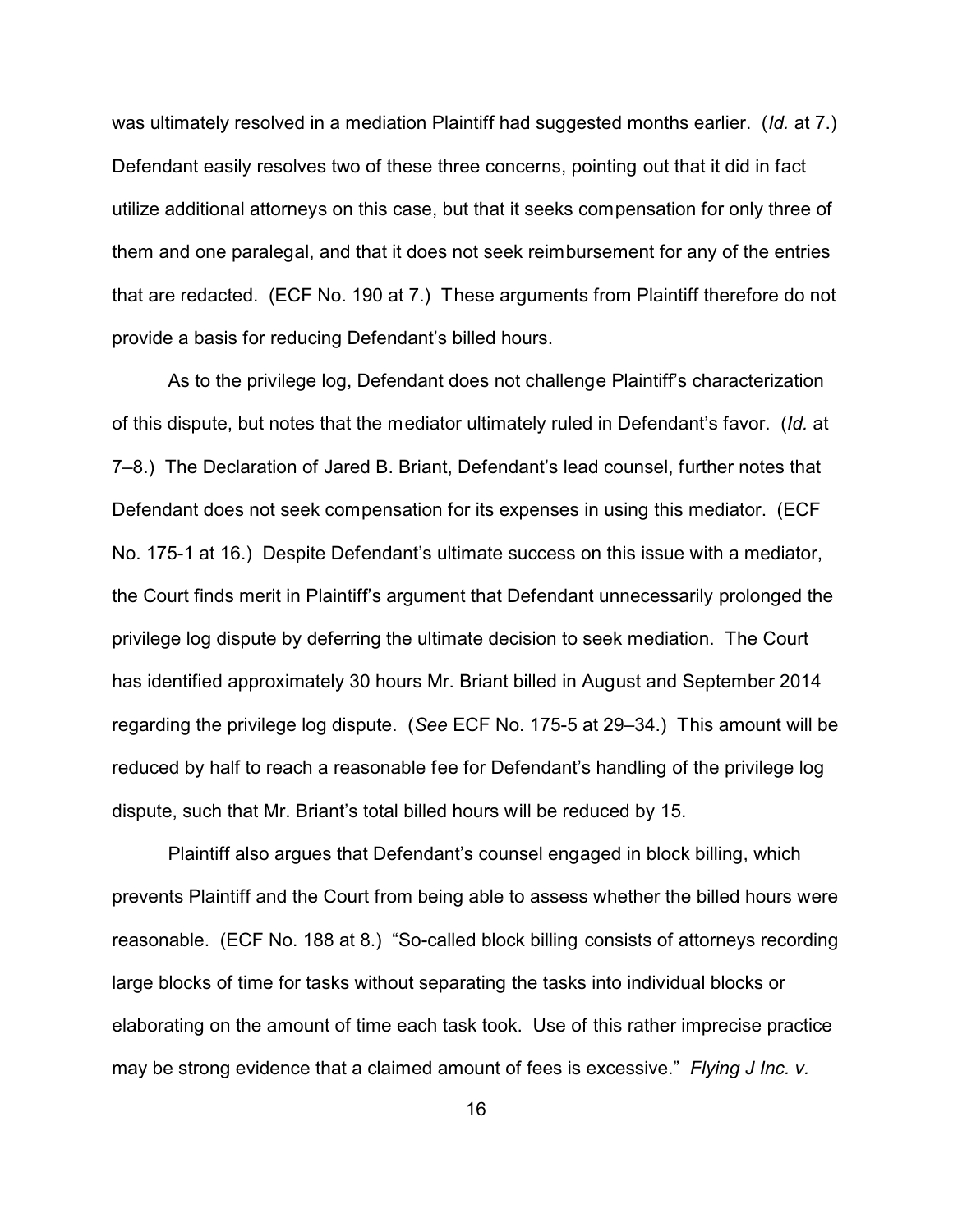was ultimately resolved in a mediation Plaintiff had suggested months earlier. (*Id.* at 7.) Defendant easily resolves two of these three concerns, pointing out that it did in fact utilize additional attorneys on this case, but that it seeks compensation for only three of them and one paralegal, and that it does not seek reimbursement for any of the entries that are redacted. (ECF No. 190 at 7.) These arguments from Plaintiff therefore do not provide a basis for reducing Defendant's billed hours.

As to the privilege log, Defendant does not challenge Plaintiff's characterization of this dispute, but notes that the mediator ultimately ruled in Defendant's favor. (*Id.* at 7–8.) The Declaration of Jared B. Briant, Defendant's lead counsel, further notes that Defendant does not seek compensation for its expenses in using this mediator. (ECF No. 175-1 at 16.) Despite Defendant's ultimate success on this issue with a mediator, the Court finds merit in Plaintiff's argument that Defendant unnecessarily prolonged the privilege log dispute by deferring the ultimate decision to seek mediation. The Court has identified approximately 30 hours Mr. Briant billed in August and September 2014 regarding the privilege log dispute. (*See* ECF No. 175-5 at 29–34.) This amount will be reduced by half to reach a reasonable fee for Defendant's handling of the privilege log dispute, such that Mr. Briant's total billed hours will be reduced by 15.

Plaintiff also argues that Defendant's counsel engaged in block billing, which prevents Plaintiff and the Court from being able to assess whether the billed hours were reasonable. (ECF No. 188 at 8.) "So-called block billing consists of attorneys recording large blocks of time for tasks without separating the tasks into individual blocks or elaborating on the amount of time each task took. Use of this rather imprecise practice may be strong evidence that a claimed amount of fees is excessive." *Flying J Inc. v.*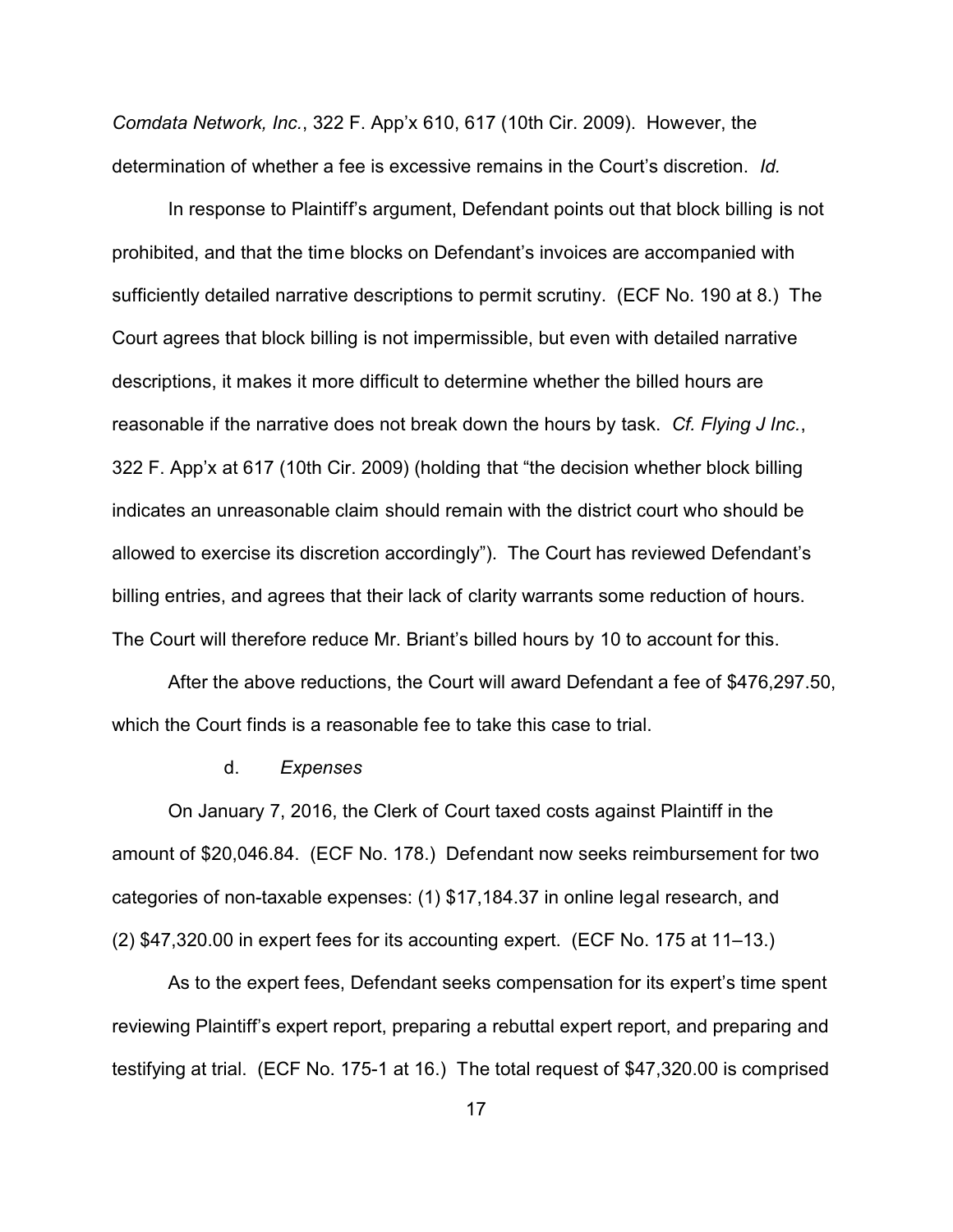*Comdata Network, Inc.*, 322 F. App'x 610, 617 (10th Cir. 2009). However, the determination of whether a fee is excessive remains in the Court's discretion. *Id.*

In response to Plaintiff's argument, Defendant points out that block billing is not prohibited, and that the time blocks on Defendant's invoices are accompanied with sufficiently detailed narrative descriptions to permit scrutiny. (ECF No. 190 at 8.) The Court agrees that block billing is not impermissible, but even with detailed narrative descriptions, it makes it more difficult to determine whether the billed hours are reasonable if the narrative does not break down the hours by task. *Cf. Flying J Inc.*, 322 F. App'x at 617 (10th Cir. 2009) (holding that "the decision whether block billing indicates an unreasonable claim should remain with the district court who should be allowed to exercise its discretion accordingly"). The Court has reviewed Defendant's billing entries, and agrees that their lack of clarity warrants some reduction of hours. The Court will therefore reduce Mr. Briant's billed hours by 10 to account for this.

After the above reductions, the Court will award Defendant a fee of $476,297.50, which the Court finds is a reasonable fee to take this case to trial.

d. *Expenses*

On January 7, 2016, the Clerk of Court taxed costs against Plaintiff in the amount of $20,046.84. (ECF No. 178.) Defendant now seeks reimbursement for two categories of non-taxable expenses: (1) $17,184.37 in online legal research, and (2) $47,320.00 in expert fees for its accounting expert. (ECF No. 175 at 11–13.)

As to the expert fees, Defendant seeks compensation for its expert's time spent reviewing Plaintiff's expert report, preparing a rebuttal expert report, and preparing and testifying at trial. (ECF No. 175-1 at 16.) The total request of $47,320.00 is comprised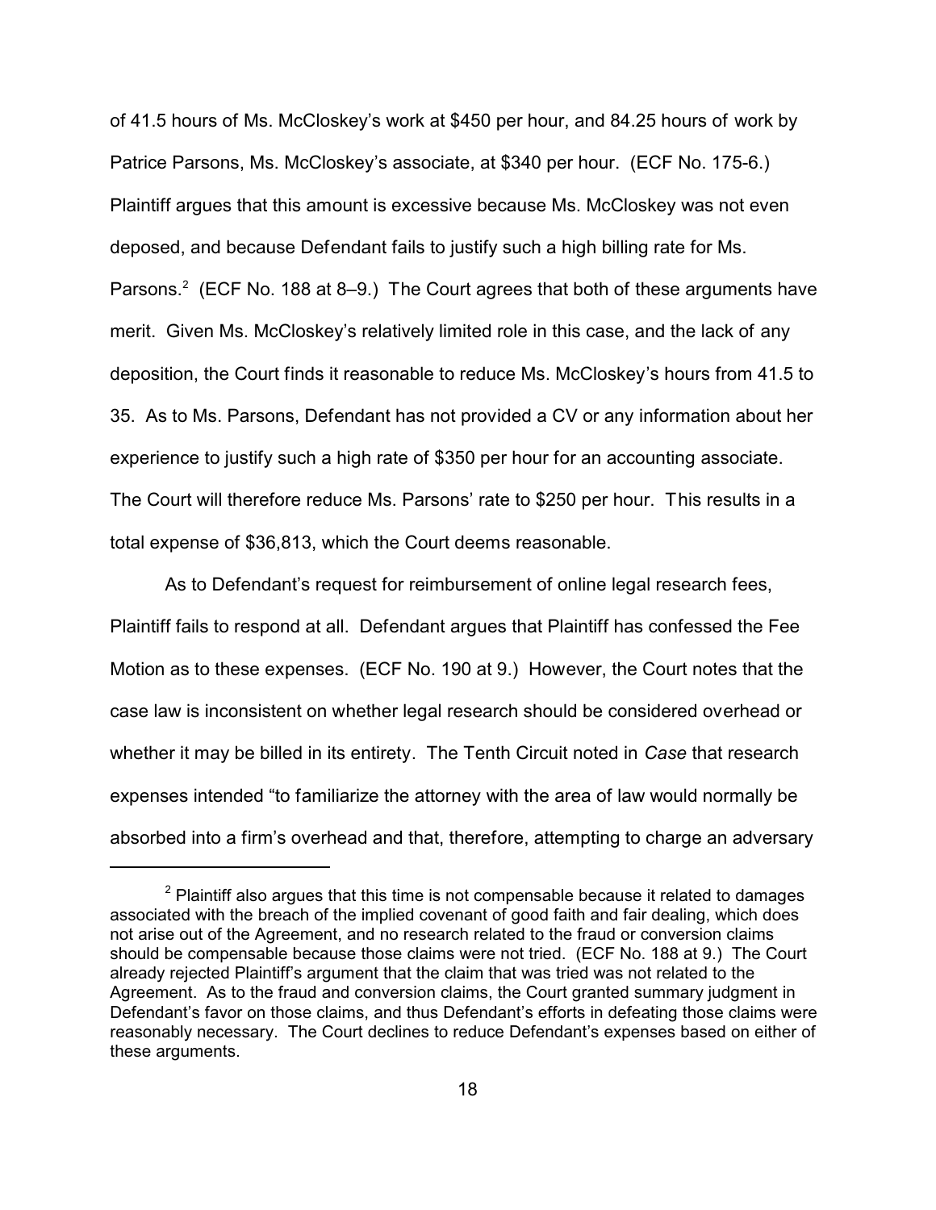of 41.5 hours of Ms. McCloskey's work at $450 per hour, and 84.25 hours of work by Patrice Parsons, Ms. McCloskey's associate, at $340 per hour. (ECF No. 175-6.) Plaintiff argues that this amount is excessive because Ms. McCloskey was not even deposed, and because Defendant fails to justify such a high billing rate for Ms. Parsons.[2] (ECF No. 188 at 8–9.) The Court agrees that both of these arguments have merit. Given Ms. McCloskey's relatively limited role in this case, and the lack of any deposition, the Court finds it reasonable to reduce Ms. McCloskey's hours from 41.5 to 35. As to Ms. Parsons, Defendant has not provided a CV or any information about her experience to justify such a high rate of $350 per hour for an accounting associate. The Court will therefore reduce Ms. Parsons' rate to $250 per hour. This results in a total expense of $36,813, which the Court deems reasonable.

As to Defendant's request for reimbursement of online legal research fees, Plaintiff fails to respond at all. Defendant argues that Plaintiff has confessed the Fee Motion as to these expenses. (ECF No. 190 at 9.) However, the Court notes that the case law is inconsistent on whether legal research should be considered overhead or whether it may be billed in its entirety. The Tenth Circuit noted in *Case* that research expenses intended "to familiarize the attorney with the area of law would normally be absorbed into a firm's overhead and that, therefore, attempting to charge an adversary

---

[2] Plaintiff also argues that this time is not compensable because it related to damages associated with the breach of the implied covenant of good faith and fair dealing, which does not arise out of the Agreement, and no research related to the fraud or conversion claims should be compensable because those claims were not tried. (ECF No. 188 at 9.) The Court already rejected Plaintiff's argument that the claim that was tried was not related to the Agreement. As to the fraud and conversion claims, the Court granted summary judgment in Defendant's favor on those claims, and thus Defendant's efforts in defeating those claims were reasonably necessary. The Court declines to reduce Defendant's expenses based on either of these arguments.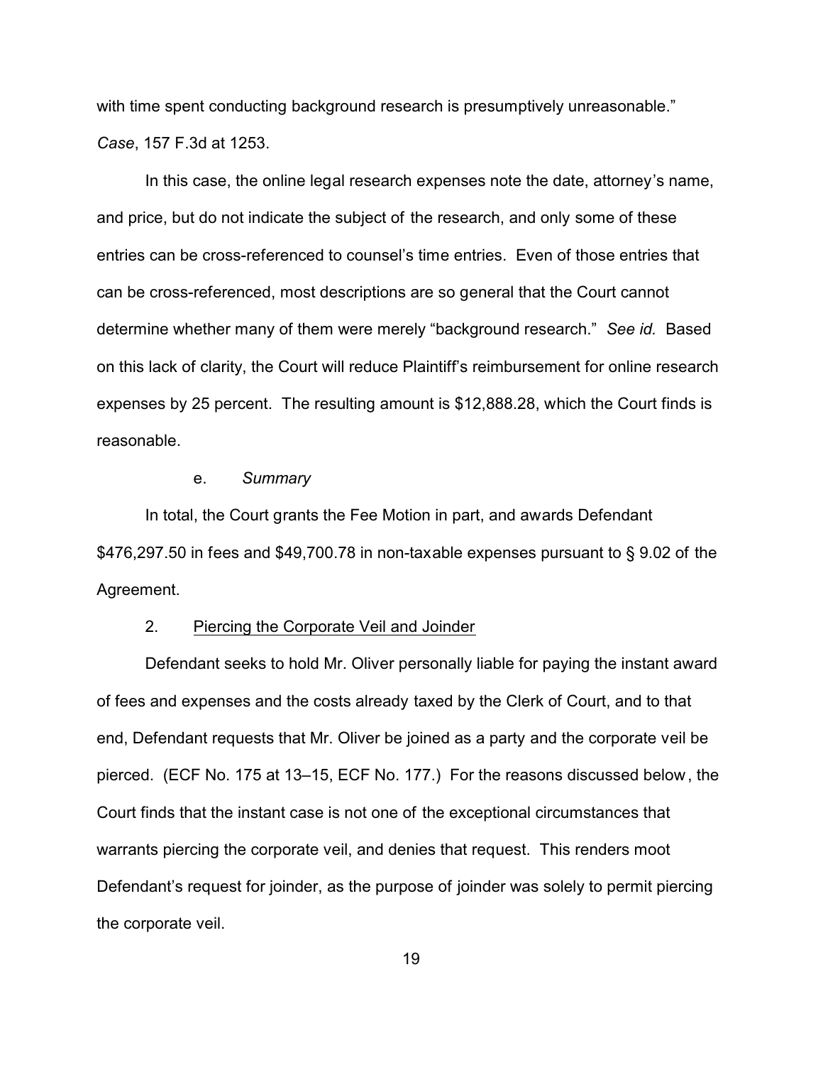with time spent conducting background research is presumptively unreasonable." *Case*, 157 F.3d at 1253.

In this case, the online legal research expenses note the date, attorney's name, and price, but do not indicate the subject of the research, and only some of these entries can be cross-referenced to counsel's time entries. Even of those entries that can be cross-referenced, most descriptions are so general that the Court cannot determine whether many of them were merely "background research." *See id.* Based on this lack of clarity, the Court will reduce Plaintiff's reimbursement for online research expenses by 25 percent. The resulting amount is $12,888.28, which the Court finds is reasonable.

e. *Summary*

In total, the Court grants the Fee Motion in part, and awards Defendant $476,297.50 in fees and $49,700.78 in non-taxable expenses pursuant to § 9.02 of the Agreement.

2. Piercing the Corporate Veil and Joinder

Defendant seeks to hold Mr. Oliver personally liable for paying the instant award of fees and expenses and the costs already taxed by the Clerk of Court, and to that end, Defendant requests that Mr. Oliver be joined as a party and the corporate veil be pierced. (ECF No. 175 at 13–15, ECF No. 177.) For the reasons discussed below, the Court finds that the instant case is not one of the exceptional circumstances that warrants piercing the corporate veil, and denies that request. This renders moot Defendant's request for joinder, as the purpose of joinder was solely to permit piercing the corporate veil.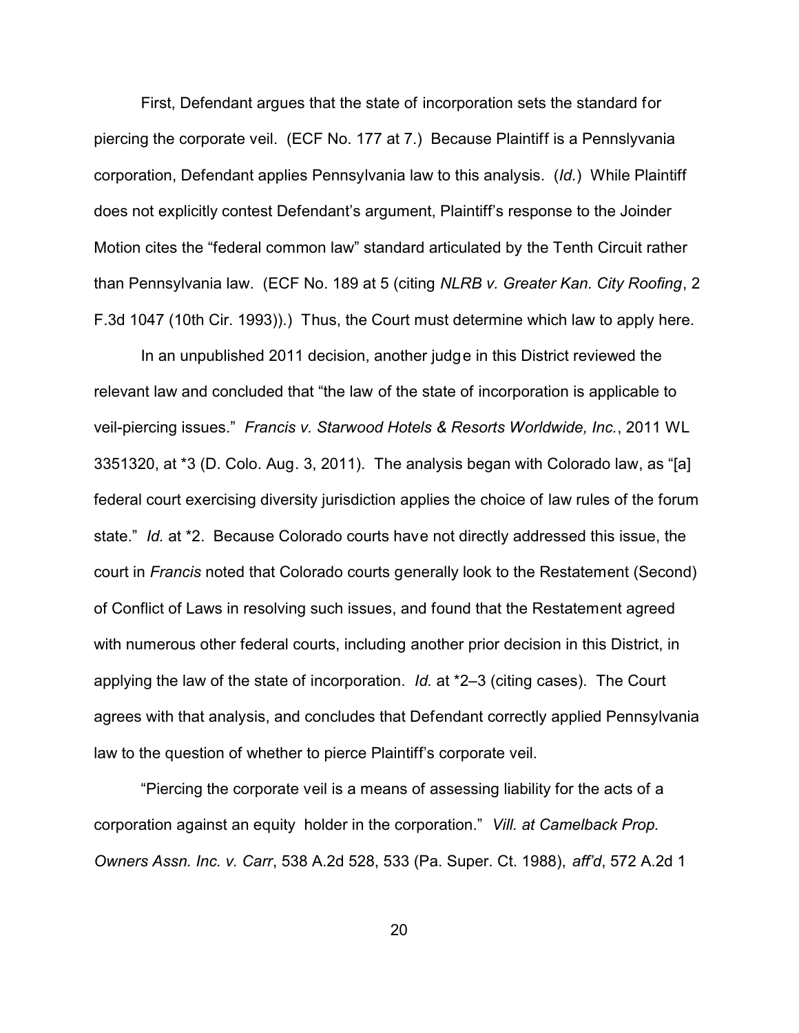First, Defendant argues that the state of incorporation sets the standard for piercing the corporate veil. (ECF No. 177 at 7.) Because Plaintiff is a Pennslyvania corporation, Defendant applies Pennsylvania law to this analysis. (*Id.*) While Plaintiff does not explicitly contest Defendant's argument, Plaintiff's response to the Joinder Motion cites the "federal common law" standard articulated by the Tenth Circuit rather than Pennsylvania law. (ECF No. 189 at 5 (citing *NLRB v. Greater Kan. City Roofing*, 2 F.3d 1047 (10th Cir. 1993)).) Thus, the Court must determine which law to apply here.

In an unpublished 2011 decision, another judge in this District reviewed the relevant law and concluded that "the law of the state of incorporation is applicable to veil-piercing issues." *Francis v. Starwood Hotels & Resorts Worldwide, Inc.*, 2011 WL 3351320, at *3 (D. Colo. Aug. 3, 2011). The analysis began with Colorado law, as "[a] federal court exercising diversity jurisdiction applies the choice of law rules of the forum state." *Id.* at *2. Because Colorado courts have not directly addressed this issue, the court in *Francis* noted that Colorado courts generally look to the Restatement (Second) of Conflict of Laws in resolving such issues, and found that the Restatement agreed with numerous other federal courts, including another prior decision in this District, in applying the law of the state of incorporation. *Id.* at *2–3 (citing cases). The Court agrees with that analysis, and concludes that Defendant correctly applied Pennsylvania law to the question of whether to pierce Plaintiff's corporate veil.

"Piercing the corporate veil is a means of assessing liability for the acts of a corporation against an equity holder in the corporation." *Vill. at Camelback Prop. Owners Assn. Inc. v. Carr*, 538 A.2d 528, 533 (Pa. Super. Ct. 1988), *aff'd*, 572 A.2d 1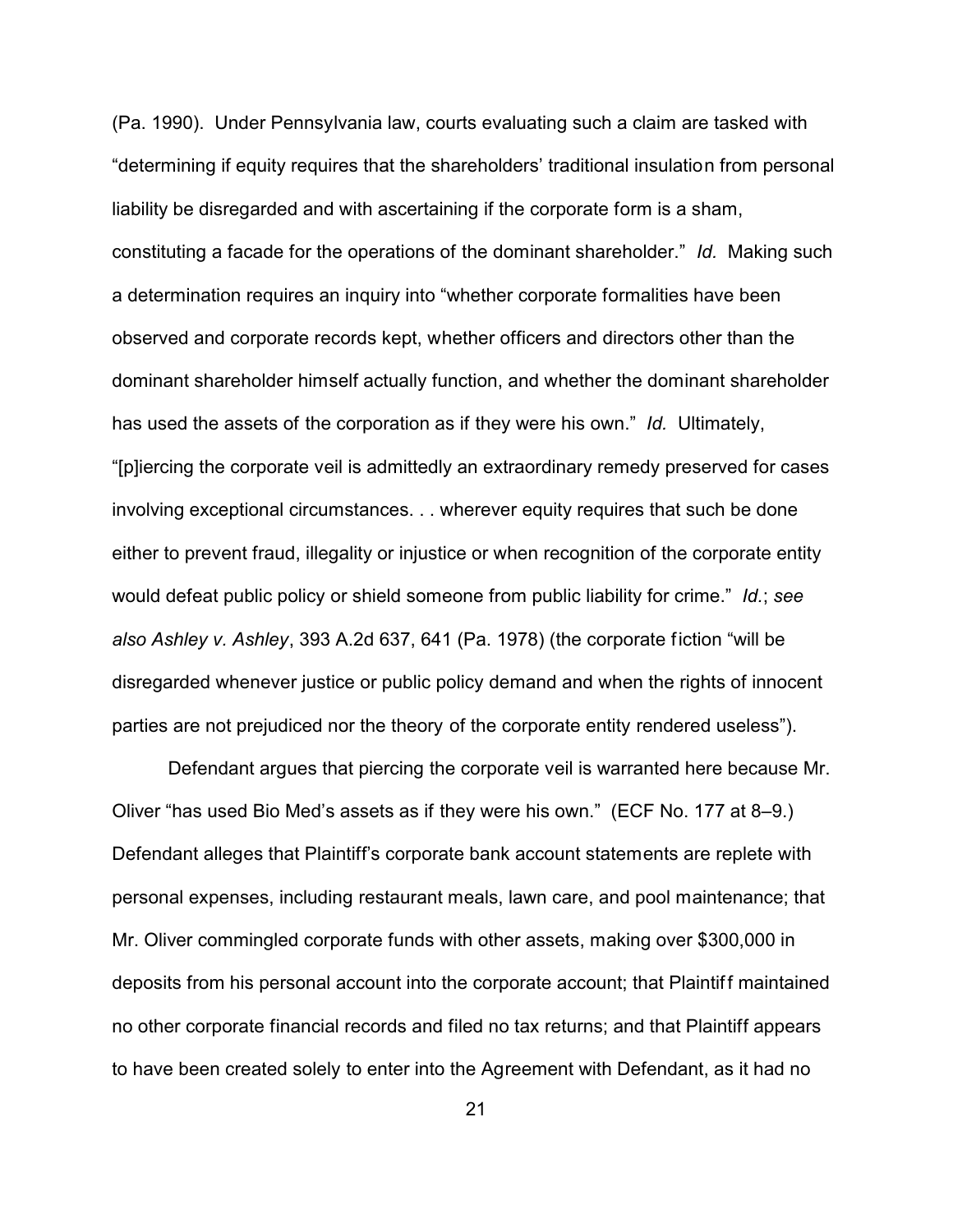(Pa. 1990). Under Pennsylvania law, courts evaluating such a claim are tasked with "determining if equity requires that the shareholders' traditional insulation from personal liability be disregarded and with ascertaining if the corporate form is a sham, constituting a facade for the operations of the dominant shareholder." *Id.* Making such a determination requires an inquiry into "whether corporate formalities have been observed and corporate records kept, whether officers and directors other than the dominant shareholder himself actually function, and whether the dominant shareholder has used the assets of the corporation as if they were his own." *Id.* Ultimately, "[p]iercing the corporate veil is admittedly an extraordinary remedy preserved for cases involving exceptional circumstances. . . wherever equity requires that such be done either to prevent fraud, illegality or injustice or when recognition of the corporate entity would defeat public policy or shield someone from public liability for crime." *Id.*; *see also Ashley v. Ashley*, 393 A.2d 637, 641 (Pa. 1978) (the corporate fiction "will be disregarded whenever justice or public policy demand and when the rights of innocent parties are not prejudiced nor the theory of the corporate entity rendered useless").

Defendant argues that piercing the corporate veil is warranted here because Mr. Oliver "has used Bio Med's assets as if they were his own." (ECF No. 177 at 8–9.) Defendant alleges that Plaintiff's corporate bank account statements are replete with personal expenses, including restaurant meals, lawn care, and pool maintenance; that Mr. Oliver commingled corporate funds with other assets, making over $300,000 in deposits from his personal account into the corporate account; that Plaintiff maintained no other corporate financial records and filed no tax returns; and that Plaintiff appears to have been created solely to enter into the Agreement with Defendant, as it had no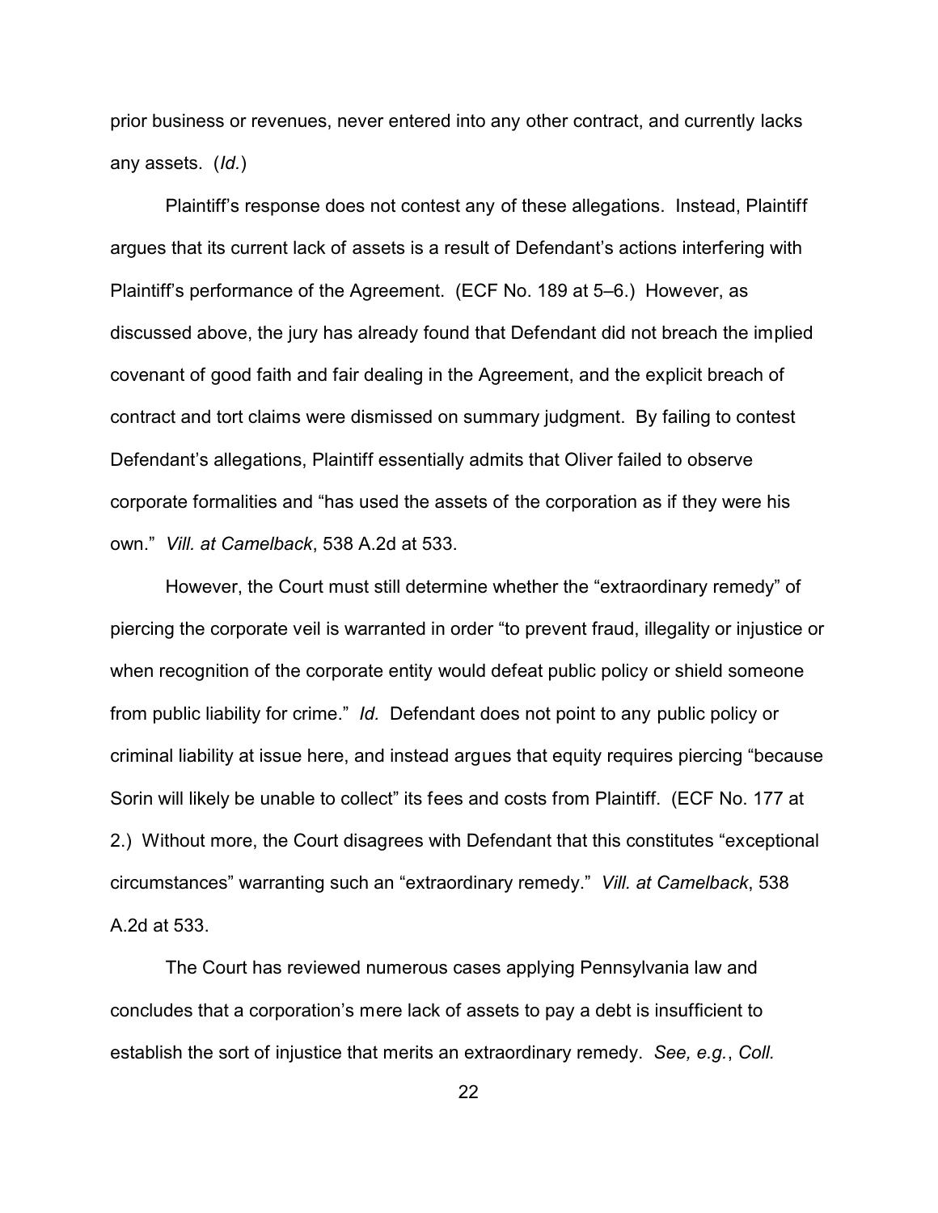prior business or revenues, never entered into any other contract, and currently lacks any assets. (*Id.*)

Plaintiff's response does not contest any of these allegations. Instead, Plaintiff argues that its current lack of assets is a result of Defendant's actions interfering with Plaintiff's performance of the Agreement. (ECF No. 189 at 5–6.) However, as discussed above, the jury has already found that Defendant did not breach the implied covenant of good faith and fair dealing in the Agreement, and the explicit breach of contract and tort claims were dismissed on summary judgment. By failing to contest Defendant's allegations, Plaintiff essentially admits that Oliver failed to observe corporate formalities and "has used the assets of the corporation as if they were his own." *Vill. at Camelback*, 538 A.2d at 533.

However, the Court must still determine whether the "extraordinary remedy" of piercing the corporate veil is warranted in order "to prevent fraud, illegality or injustice or when recognition of the corporate entity would defeat public policy or shield someone from public liability for crime." *Id.* Defendant does not point to any public policy or criminal liability at issue here, and instead argues that equity requires piercing "because Sorin will likely be unable to collect" its fees and costs from Plaintiff. (ECF No. 177 at 2.) Without more, the Court disagrees with Defendant that this constitutes "exceptional circumstances" warranting such an "extraordinary remedy." *Vill. at Camelback*, 538 A.2d at 533.

The Court has reviewed numerous cases applying Pennsylvania law and concludes that a corporation's mere lack of assets to pay a debt is insufficient to establish the sort of injustice that merits an extraordinary remedy. *See, e.g.*, *Coll.*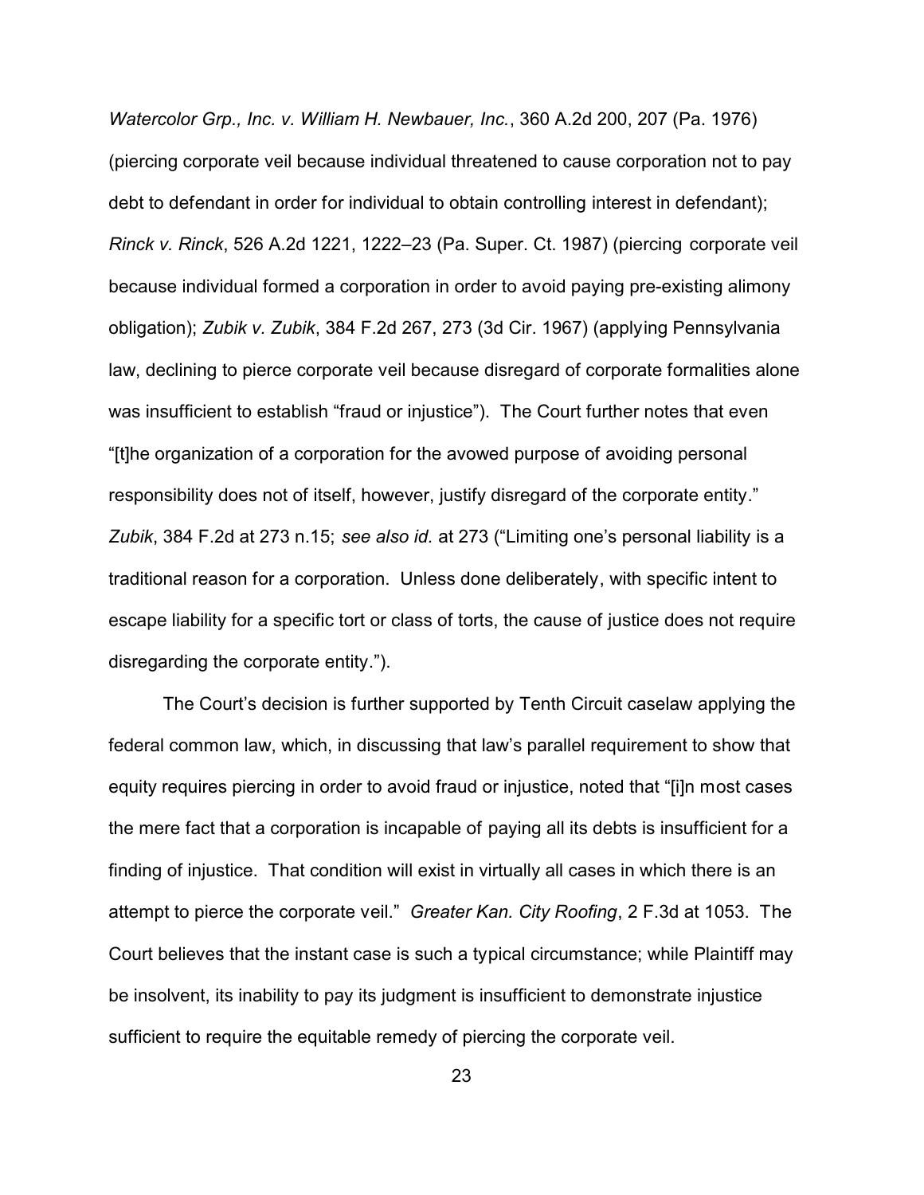*Watercolor Grp., Inc. v. William H. Newbauer, Inc.*, 360 A.2d 200, 207 (Pa. 1976) (piercing corporate veil because individual threatened to cause corporation not to pay debt to defendant in order for individual to obtain controlling interest in defendant); *Rinck v. Rinck*, 526 A.2d 1221, 1222–23 (Pa. Super. Ct. 1987) (piercing corporate veil because individual formed a corporation in order to avoid paying pre-existing alimony obligation); *Zubik v. Zubik*, 384 F.2d 267, 273 (3d Cir. 1967) (applying Pennsylvania law, declining to pierce corporate veil because disregard of corporate formalities alone was insufficient to establish "fraud or injustice"). The Court further notes that even "[t]he organization of a corporation for the avowed purpose of avoiding personal responsibility does not of itself, however, justify disregard of the corporate entity." *Zubik*, 384 F.2d at 273 n.15; *see also id.* at 273 ("Limiting one's personal liability is a traditional reason for a corporation. Unless done deliberately, with specific intent to escape liability for a specific tort or class of torts, the cause of justice does not require disregarding the corporate entity.").

The Court's decision is further supported by Tenth Circuit caselaw applying the federal common law, which, in discussing that law's parallel requirement to show that equity requires piercing in order to avoid fraud or injustice, noted that "[i]n most cases the mere fact that a corporation is incapable of paying all its debts is insufficient for a finding of injustice. That condition will exist in virtually all cases in which there is an attempt to pierce the corporate veil." *Greater Kan. City Roofing*, 2 F.3d at 1053. The Court believes that the instant case is such a typical circumstance; while Plaintiff may be insolvent, its inability to pay its judgment is insufficient to demonstrate injustice sufficient to require the equitable remedy of piercing the corporate veil.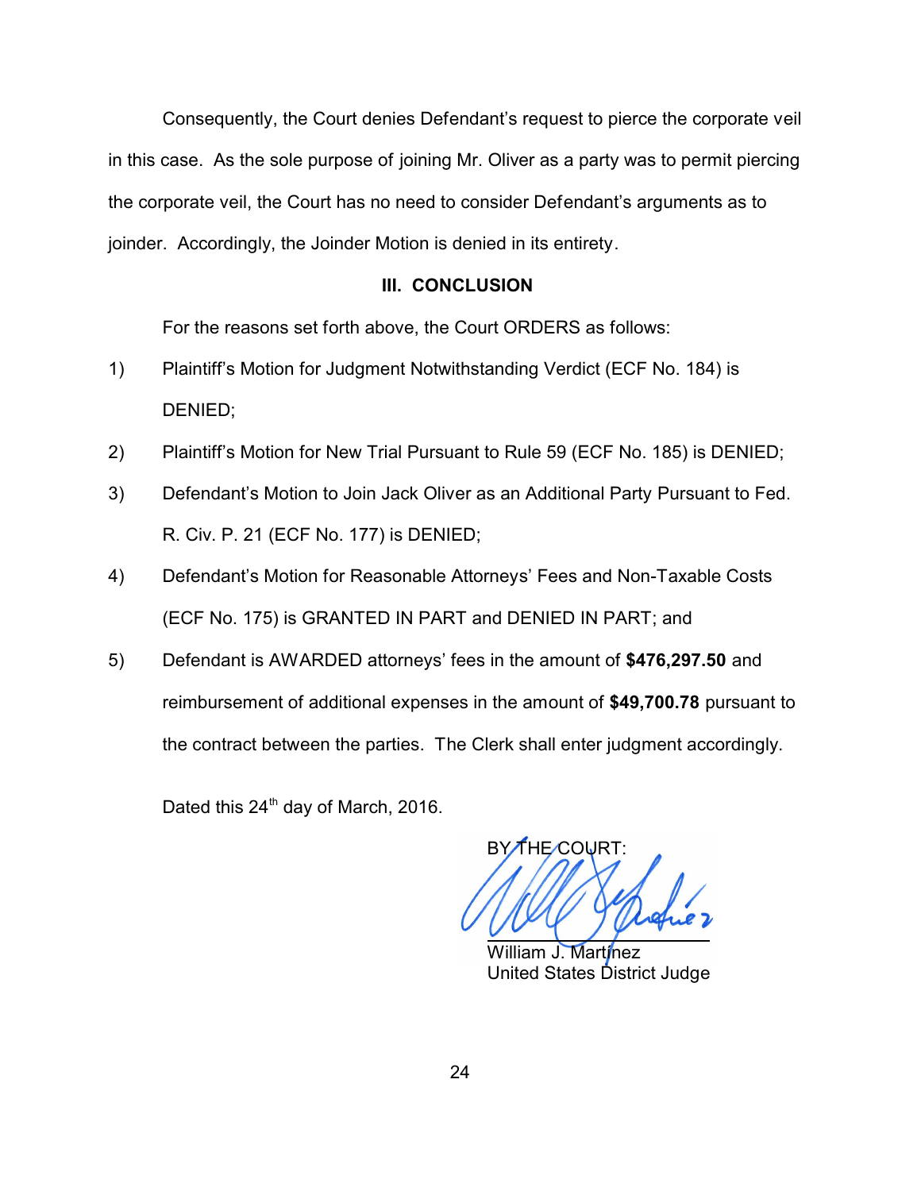Consequently, the Court denies Defendant's request to pierce the corporate veil in this case. As the sole purpose of joining Mr. Oliver as a party was to permit piercing the corporate veil, the Court has no need to consider Defendant's arguments as to joinder. Accordingly, the Joinder Motion is denied in its entirety.

## III. CONCLUSION

For the reasons set forth above, the Court ORDERS as follows:

1) Plaintiff's Motion for Judgment Notwithstanding Verdict (ECF No. 184) is DENIED;

2) Plaintiff's Motion for New Trial Pursuant to Rule 59 (ECF No. 185) is DENIED;

3) Defendant's Motion to Join Jack Oliver as an Additional Party Pursuant to Fed. R. Civ. P. 21 (ECF No. 177) is DENIED;

4) Defendant's Motion for Reasonable Attorneys' Fees and Non-Taxable Costs (ECF No. 175) is GRANTED IN PART and DENIED IN PART; and

5) Defendant is AWARDED attorneys' fees in the amount of **$476,297.50** and reimbursement of additional expenses in the amount of **$49,700.78** pursuant to the contract between the parties. The Clerk shall enter judgment accordingly.

Dated this 24th day of March, 2016.

BY THE COURT:

William J. Martinez
United States District Judge